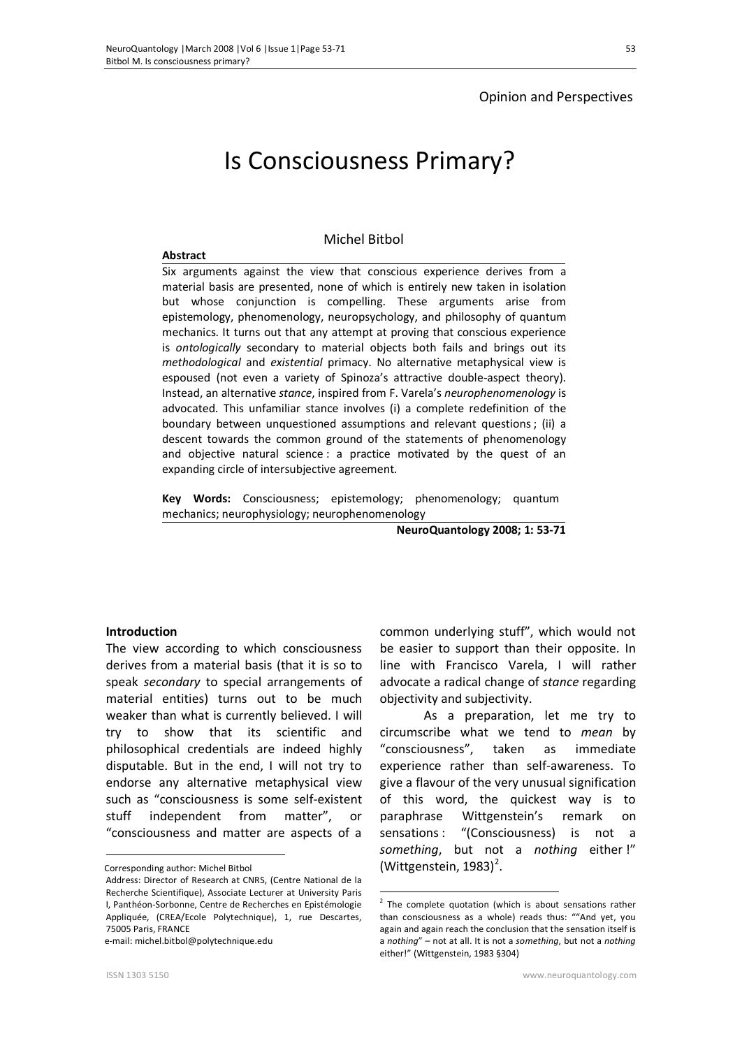Opinion and Perspectives

# Is Consciousness Primary?

Michel Bitbol

**Abstract**

Six arguments against the view that conscious experience derives from a material basis are presented, none of which is entirely new taken in isolation but whose conjunction is compelling. These arguments arise from epistemology, phenomenology, neuropsychology, and philosophy of quantum mechanics. It turns out that any attempt at proving that conscious experience is *ontologically* secondary to material objects both fails and brings out its *methodological* and *existential* primacy. No alternative metaphysical view is espoused (not even a variety of Spinoza's attractive double-aspect theory). Instead, an alternative *stance*, inspired from F. Varela's *neurophenomenology* is advocated. This unfamiliar stance involves (i) a complete redefinition of the boundary between unquestioned assumptions and relevant questions ; (ii) a descent towards the common ground of the statements of phenomenology and objective natural science : a practice motivated by the quest of an expanding circle of intersubjective agreement.

**Key Words:** Consciousness; epistemology; phenomenology; quantum mechanics; neurophysiology; neurophenomenology

**NeuroQuantology 2008; 1: 53-71**

## Introduction

The view according to which consciousness derives from a material basis (that it is so to speak *secondary* to special arrangements of material entities) turns out to be much weaker than what is currently believed. I will try to show that its scientific and philosophical credentials are indeed highly disputable. But in the end, I will not try to endorse any alternative metaphysical view such as "consciousness is some self-existent stuff independent from matter", or "consciousness and matter are aspects of a common underlying stuff", which would not be easier to support than their opposite. In line with Francisco Varela, I will rather advocate a radical change of *stance* regarding objectivity and subjectivity.

As a preparation, let me try to circumscribe what we tend to *mean* by "consciousness", taken as immediate experience rather than self-awareness. To give a flavour of the very unusual signification of this word, the quickest way is to paraphrase Wittgenstein's remark on sensations : "(Consciousness) is not a *something*, but not a *nothing* either !" (Wittgenstein, 1983)[2].

Corresponding author: Michel Bitbol

Address: Director of Research at CNRS, (Centre National de la Recherche Scientifique), Associate Lecturer at University Paris I, Panthéon-Sorbonne, Centre de Recherches en Epistémologie Appliquée, (CREA/Ecole Polytechnique), 1, rue Descartes, 75005 Paris, FRANCE

e-mail: michel.bitbol@polytechnique.edu

[2] The complete quotation (which is about sensations rather than consciousness as a whole) reads thus: ""And yet, you again and again reach the conclusion that the sensation itself is a *nothing*" – not at all. It is not a *something*, but not a *nothing* either!" (Wittgenstein, 1983 §304)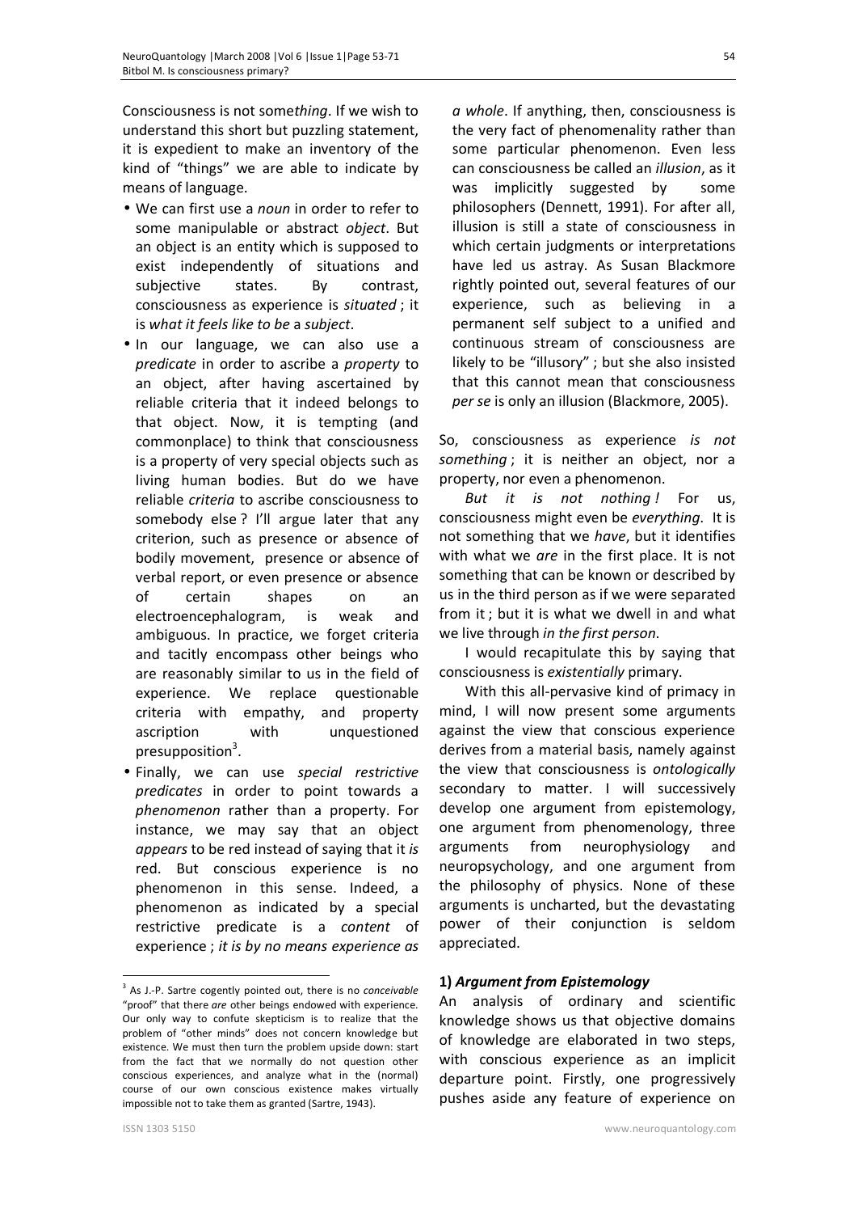Consciousness is not some*thing*. If we wish to understand this short but puzzling statement, it is expedient to make an inventory of the kind of "things" we are able to indicate by means of language.

- We can first use a *noun* in order to refer to some manipulable or abstract *object*. But an object is an entity which is supposed to exist independently of situations and subjective states. By contrast, consciousness as experience is *situated* ; it is *what it feels like to be* a *subject*.
- In our language, we can also use a *predicate* in order to ascribe a *property* to an object, after having ascertained by reliable criteria that it indeed belongs to that object. Now, it is tempting (and commonplace) to think that consciousness is a property of very special objects such as living human bodies. But do we have reliable *criteria* to ascribe consciousness to somebody else ? I'll argue later that any criterion, such as presence or absence of bodily movement, presence or absence of verbal report, or even presence or absence of certain shapes on an electroencephalogram, is weak and ambiguous. In practice, we forget criteria and tacitly encompass other beings who are reasonably similar to us in the field of experience. We replace questionable criteria with empathy, and property ascription with unquestioned presupposition[3].
- Finally, we can use *special restrictive predicates* in order to point towards a *phenomenon* rather than a property. For instance, we may say that an object *appears* to be red instead of saying that it *is* red. But conscious experience is no phenomenon in this sense. Indeed, a phenomenon as indicated by a special restrictive predicate is a *content* of experience ; *it is by no means experience as a whole*. If anything, then, consciousness is the very fact of phenomenality rather than some particular phenomenon. Even less can consciousness be called an *illusion*, as it was implicitly suggested by some philosophers (Dennett, 1991). For after all, illusion is still a state of consciousness in which certain judgments or interpretations have led us astray. As Susan Blackmore rightly pointed out, several features of our experience, such as believing in a permanent self subject to a unified and continuous stream of consciousness are likely to be "illusory" ; but she also insisted that this cannot mean that consciousness *per se* is only an illusion (Blackmore, 2005).

So, consciousness as experience *is not something* ; it is neither an object, nor a property, nor even a phenomenon.

*But it is not nothing !* For us, consciousness might even be *everything*. It is not something that we *have*, but it identifies with what we *are* in the first place. It is not something that can be known or described by us in the third person as if we were separated from it ; but it is what we dwell in and what we live through *in the first person*.

I would recapitulate this by saying that consciousness is *existentially* primary.

With this all-pervasive kind of primacy in mind, I will now present some arguments against the view that conscious experience derives from a material basis, namely against the view that consciousness is *ontologically* secondary to matter. I will successively develop one argument from epistemology, one argument from phenomenology, three arguments from neurophysiology and neuropsychology, and one argument from the philosophy of physics. None of these arguments is uncharted, but the devastating power of their conjunction is seldom appreciated.

### 1) *Argument from Epistemology*

An analysis of ordinary and scientific knowledge shows us that objective domains of knowledge are elaborated in two steps, with conscious experience as an implicit departure point. Firstly, one progressively pushes aside any feature of experience on

[3] As J.-P. Sartre cogently pointed out, there is no *conceivable* "proof" that there *are* other beings endowed with experience. Our only way to confute skepticism is to realize that the problem of "other minds" does not concern knowledge but existence. We must then turn the problem upside down: start from the fact that we normally do not question other conscious experiences, and analyze what in the (normal) course of our own conscious existence makes virtually impossible not to take them as granted (Sartre, 1943).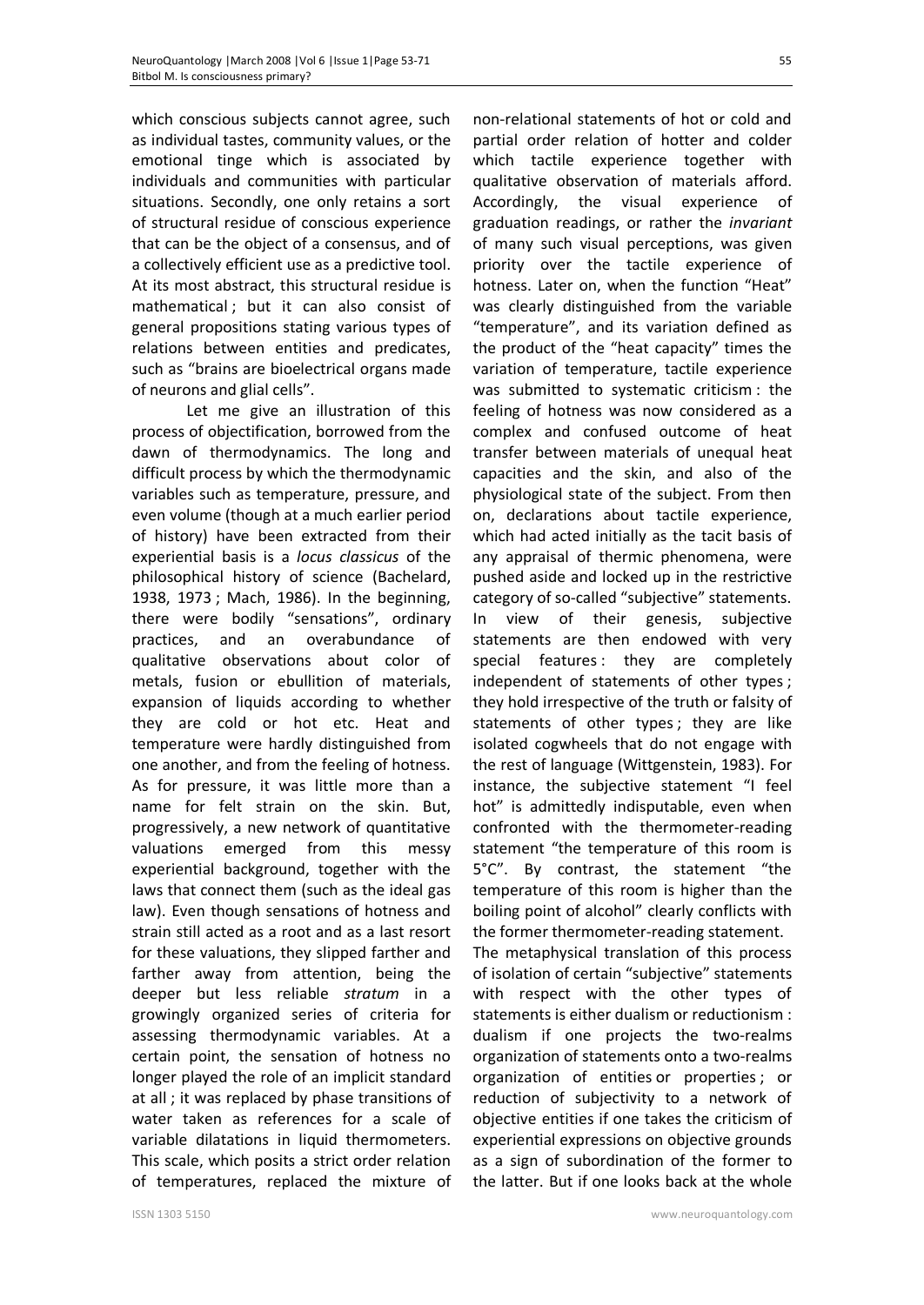which conscious subjects cannot agree, such as individual tastes, community values, or the emotional tinge which is associated by individuals and communities with particular situations. Secondly, one only retains a sort of structural residue of conscious experience that can be the object of a consensus, and of a collectively efficient use as a predictive tool. At its most abstract, this structural residue is mathematical ; but it can also consist of general propositions stating various types of relations between entities and predicates, such as "brains are bioelectrical organs made of neurons and glial cells".

Let me give an illustration of this process of objectification, borrowed from the dawn of thermodynamics. The long and difficult process by which the thermodynamic variables such as temperature, pressure, and even volume (though at a much earlier period of history) have been extracted from their experiential basis is a *locus classicus* of the philosophical history of science (Bachelard, 1938, 1973 ; Mach, 1986). In the beginning, there were bodily "sensations", ordinary practices, and an overabundance of qualitative observations about color of metals, fusion or ebullition of materials, expansion of liquids according to whether they are cold or hot etc. Heat and temperature were hardly distinguished from one another, and from the feeling of hotness. As for pressure, it was little more than a name for felt strain on the skin. But, progressively, a new network of quantitative valuations emerged from this messy experiential background, together with the laws that connect them (such as the ideal gas law). Even though sensations of hotness and strain still acted as a root and as a last resort for these valuations, they slipped farther and farther away from attention, being the deeper but less reliable *stratum* in a growingly organized series of criteria for assessing thermodynamic variables. At a certain point, the sensation of hotness no longer played the role of an implicit standard at all ; it was replaced by phase transitions of water taken as references for a scale of variable dilatations in liquid thermometers. This scale, which posits a strict order relation of temperatures, replaced the mixture of non-relational statements of hot or cold and partial order relation of hotter and colder which tactile experience together with qualitative observation of materials afford. Accordingly, the visual experience of graduation readings, or rather the *invariant* of many such visual perceptions, was given priority over the tactile experience of hotness. Later on, when the function "Heat" was clearly distinguished from the variable "temperature", and its variation defined as the product of the "heat capacity" times the variation of temperature, tactile experience was submitted to systematic criticism : the feeling of hotness was now considered as a complex and confused outcome of heat transfer between materials of unequal heat capacities and the skin, and also of the physiological state of the subject. From then on, declarations about tactile experience, which had acted initially as the tacit basis of any appraisal of thermic phenomena, were pushed aside and locked up in the restrictive category of so-called "subjective" statements. In view of their genesis, subjective statements are then endowed with very special features : they are completely independent of statements of other types ; they hold irrespective of the truth or falsity of statements of other types ; they are like isolated cogwheels that do not engage with the rest of language (Wittgenstein, 1983). For instance, the subjective statement "I feel hot" is admittedly indisputable, even when confronted with the thermometer-reading statement "the temperature of this room is 5°C". By contrast, the statement "the temperature of this room is higher than the boiling point of alcohol" clearly conflicts with the former thermometer-reading statement.

The metaphysical translation of this process of isolation of certain "subjective" statements with respect with the other types of statements is either dualism or reductionism : dualism if one projects the two-realms organization of statements onto a two-realms organization of entities or properties ; or reduction of subjectivity to a network of objective entities if one takes the criticism of experiential expressions on objective grounds as a sign of subordination of the former to the latter. But if one looks back at the whole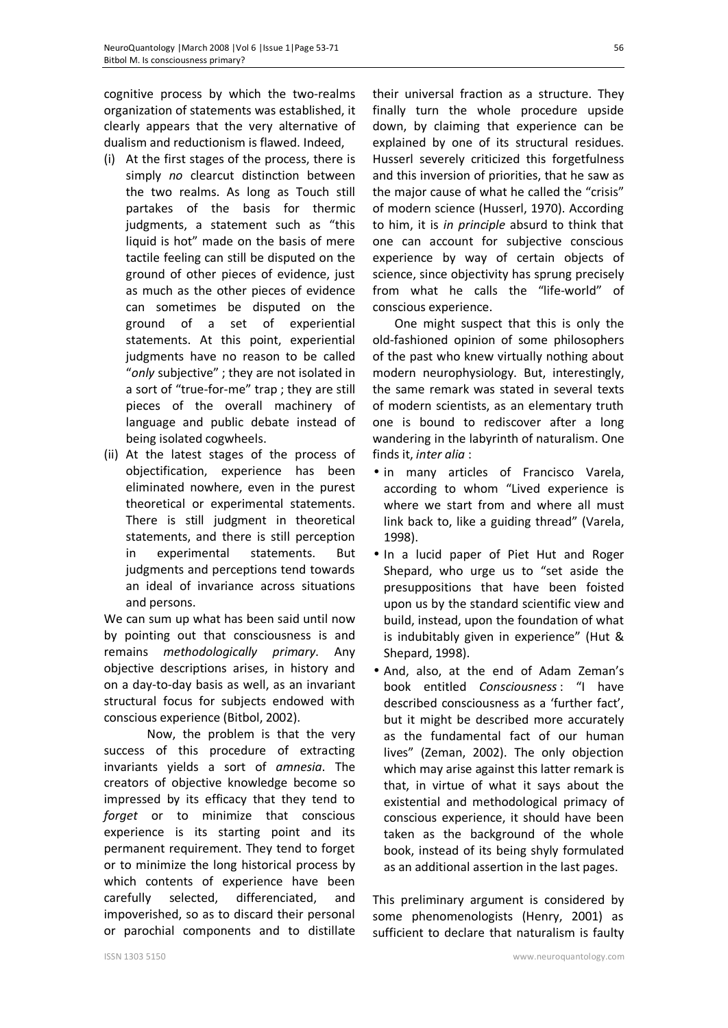cognitive process by which the two-realms organization of statements was established, it clearly appears that the very alternative of dualism and reductionism is flawed. Indeed,

(i) At the first stages of the process, there is simply *no* clearcut distinction between the two realms. As long as Touch still partakes of the basis for thermic judgments, a statement such as "this liquid is hot" made on the basis of mere tactile feeling can still be disputed on the ground of other pieces of evidence, just as much as the other pieces of evidence can sometimes be disputed on the ground of a set of experiential statements. At this point, experiential judgments have no reason to be called "*only* subjective" ; they are not isolated in a sort of "true-for-me" trap ; they are still pieces of the overall machinery of language and public debate instead of being isolated cogwheels.

(ii) At the latest stages of the process of objectification, experience has been eliminated nowhere, even in the purest theoretical or experimental statements. There is still judgment in theoretical statements, and there is still perception in experimental statements. But judgments and perceptions tend towards an ideal of invariance across situations and persons.

We can sum up what has been said until now by pointing out that consciousness is and remains *methodologically primary*. Any objective descriptions arises, in history and on a day-to-day basis as well, as an invariant structural focus for subjects endowed with conscious experience (Bitbol, 2002).

Now, the problem is that the very success of this procedure of extracting invariants yields a sort of *amnesia*. The creators of objective knowledge become so impressed by its efficacy that they tend to *forget* or to minimize that conscious experience is its starting point and its permanent requirement. They tend to forget or to minimize the long historical process by which contents of experience have been carefully selected, differenciated, and impoverished, so as to discard their personal or parochial components and to distillate their universal fraction as a structure. They finally turn the whole procedure upside down, by claiming that experience can be explained by one of its structural residues. Husserl severely criticized this forgetfulness and this inversion of priorities, that he saw as the major cause of what he called the "crisis" of modern science (Husserl, 1970). According to him, it is *in principle* absurd to think that one can account for subjective conscious experience by way of certain objects of science, since objectivity has sprung precisely from what he calls the "life-world" of conscious experience.

One might suspect that this is only the old-fashioned opinion of some philosophers of the past who knew virtually nothing about modern neurophysiology. But, interestingly, the same remark was stated in several texts of modern scientists, as an elementary truth one is bound to rediscover after a long wandering in the labyrinth of naturalism. One finds it, *inter alia* :

- in many articles of Francisco Varela, according to whom "Lived experience is where we start from and where all must link back to, like a guiding thread" (Varela, 1998).
- In a lucid paper of Piet Hut and Roger Shepard, who urge us to "set aside the presuppositions that have been foisted upon us by the standard scientific view and build, instead, upon the foundation of what is indubitably given in experience" (Hut & Shepard, 1998).
- And, also, at the end of Adam Zeman's book entitled *Consciousness* : "I have described consciousness as a 'further fact', but it might be described more accurately as the fundamental fact of our human lives" (Zeman, 2002). The only objection which may arise against this latter remark is that, in virtue of what it says about the existential and methodological primacy of conscious experience, it should have been taken as the background of the whole book, instead of its being shyly formulated as an additional assertion in the last pages.

This preliminary argument is considered by some phenomenologists (Henry, 2001) as sufficient to declare that naturalism is faulty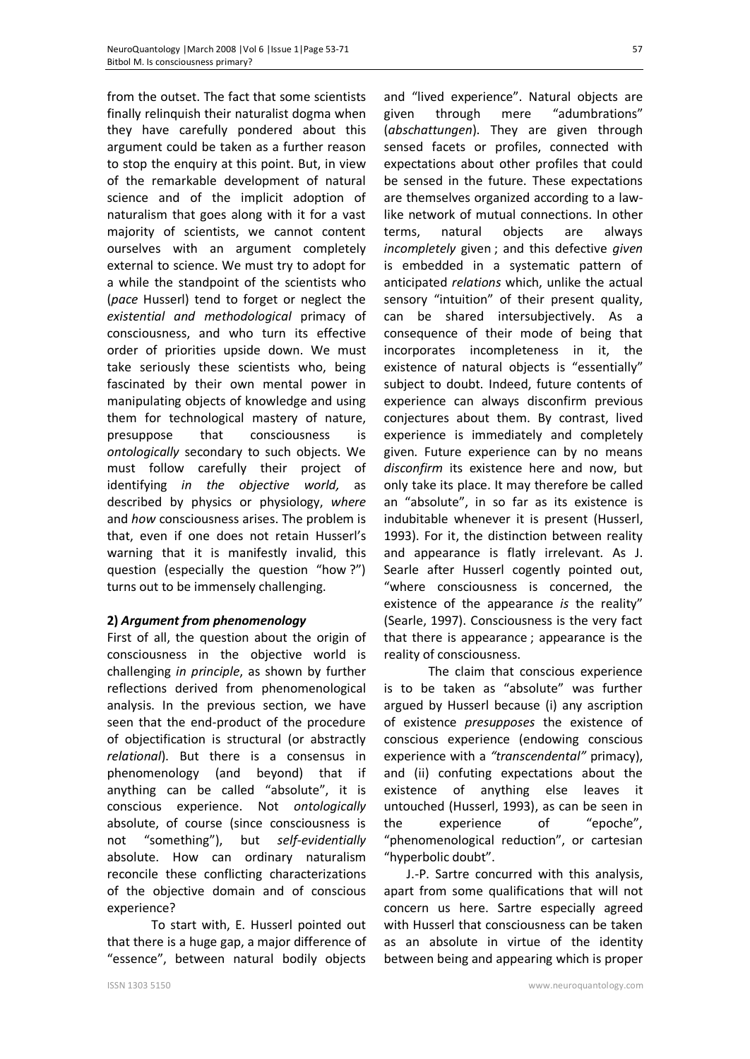from the outset. The fact that some scientists finally relinquish their naturalist dogma when they have carefully pondered about this argument could be taken as a further reason to stop the enquiry at this point. But, in view of the remarkable development of natural science and of the implicit adoption of naturalism that goes along with it for a vast majority of scientists, we cannot content ourselves with an argument completely external to science. We must try to adopt for a while the standpoint of the scientists who (*pace* Husserl) tend to forget or neglect the *existential and methodological* primacy of consciousness, and who turn its effective order of priorities upside down. We must take seriously these scientists who, being fascinated by their own mental power in manipulating objects of knowledge and using them for technological mastery of nature, presuppose that consciousness is *ontologically* secondary to such objects. We must follow carefully their project of identifying *in the objective world,* as described by physics or physiology, *where* and *how* consciousness arises. The problem is that, even if one does not retain Husserl's warning that it is manifestly invalid, this question (especially the question "how ?") turns out to be immensely challenging.

**2)** ***Argument from phenomenology***

First of all, the question about the origin of consciousness in the objective world is challenging *in principle*, as shown by further reflections derived from phenomenological analysis. In the previous section, we have seen that the end-product of the procedure of objectification is structural (or abstractly *relational*). But there is a consensus in phenomenology (and beyond) that if anything can be called "absolute", it is conscious experience. Not *ontologically* absolute, of course (since consciousness is not "something"), but *self-evidentially* absolute. How can ordinary naturalism reconcile these conflicting characterizations of the objective domain and of conscious experience?

To start with, E. Husserl pointed out that there is a huge gap, a major difference of "essence", between natural bodily objects and "lived experience". Natural objects are given through mere "adumbrations" (*abschattungen*). They are given through sensed facets or profiles, connected with expectations about other profiles that could be sensed in the future. These expectations are themselves organized according to a law-like network of mutual connections. In other terms, natural objects are always *incompletely* given ; and this defective *given* is embedded in a systematic pattern of anticipated *relations* which, unlike the actual sensory "intuition" of their present quality, can be shared intersubjectively. As a consequence of their mode of being that incorporates incompleteness in it, the existence of natural objects is "essentially" subject to doubt. Indeed, future contents of experience can always disconfirm previous conjectures about them. By contrast, lived experience is immediately and completely given. Future experience can by no means *disconfirm* its existence here and now, but only take its place. It may therefore be called an "absolute", in so far as its existence is indubitable whenever it is present (Husserl, 1993). For it, the distinction between reality and appearance is flatly irrelevant. As J. Searle after Husserl cogently pointed out, "where consciousness is concerned, the existence of the appearance *is* the reality" (Searle, 1997). Consciousness is the very fact that there is appearance ; appearance is the reality of consciousness.

The claim that conscious experience is to be taken as "absolute" was further argued by Husserl because (i) any ascription of existence *presupposes* the existence of conscious experience (endowing conscious experience with a *"transcendental"* primacy), and (ii) confuting expectations about the existence of anything else leaves it untouched (Husserl, 1993), as can be seen in the experience of "epoche", "phenomenological reduction", or cartesian "hyperbolic doubt".

J.-P. Sartre concurred with this analysis, apart from some qualifications that will not concern us here. Sartre especially agreed with Husserl that consciousness can be taken as an absolute in virtue of the identity between being and appearing which is proper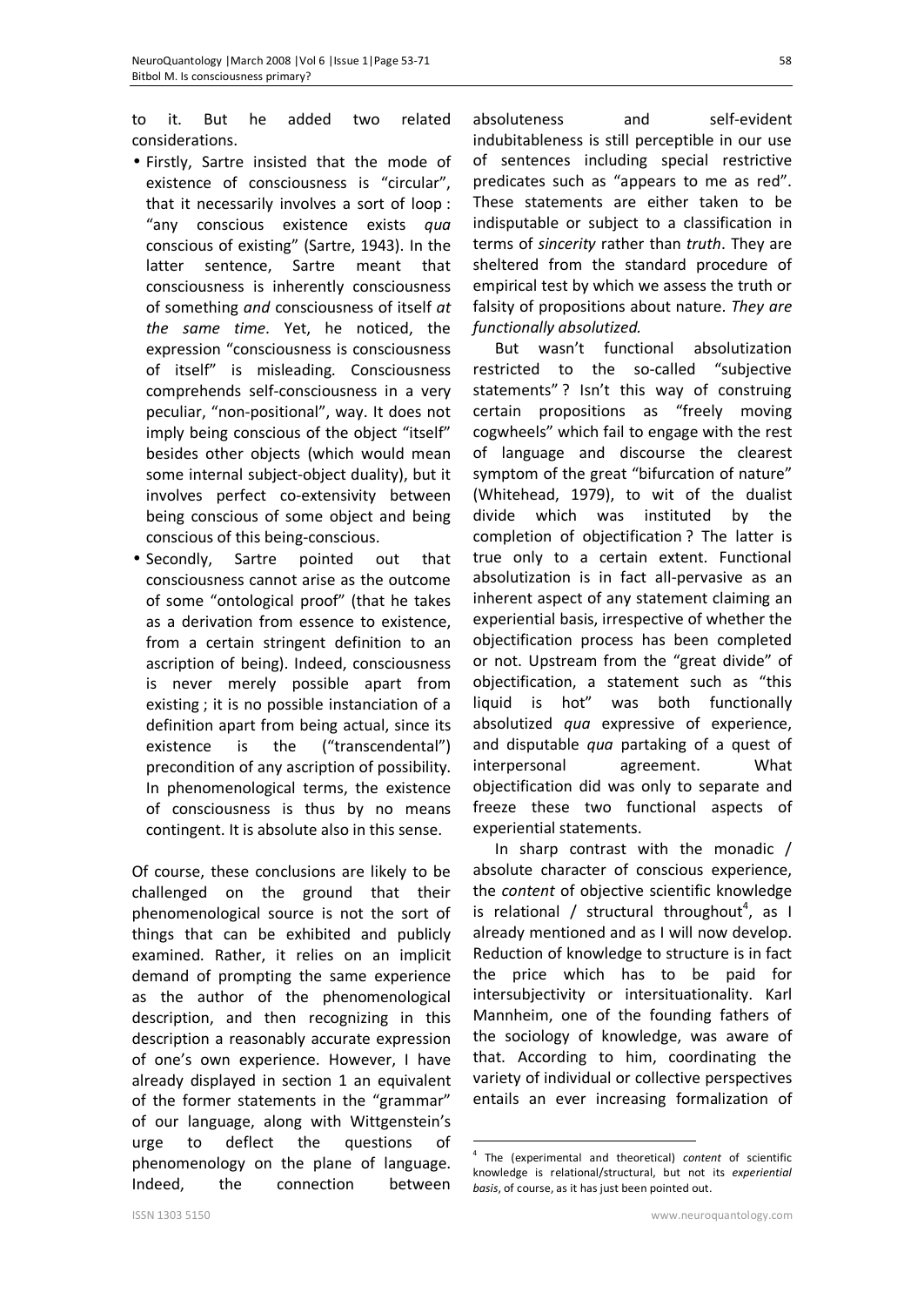to it. But he added two related considerations.

- Firstly, Sartre insisted that the mode of existence of consciousness is "circular", that it necessarily involves a sort of loop : "any conscious existence exists *qua* conscious of existing" (Sartre, 1943). In the latter sentence, Sartre meant that consciousness is inherently consciousness of something *and* consciousness of itself *at the same time*. Yet, he noticed, the expression "consciousness is consciousness of itself" is misleading. Consciousness comprehends self-consciousness in a very peculiar, "non-positional", way. It does not imply being conscious of the object "itself" besides other objects (which would mean some internal subject-object duality), but it involves perfect co-extensivity between being conscious of some object and being conscious of this being-conscious.
- Secondly, Sartre pointed out that consciousness cannot arise as the outcome of some "ontological proof" (that he takes as a derivation from essence to existence, from a certain stringent definition to an ascription of being). Indeed, consciousness is never merely possible apart from existing ; it is no possible instanciation of a definition apart from being actual, since its existence is the ("transcendental") precondition of any ascription of possibility. In phenomenological terms, the existence of consciousness is thus by no means contingent. It is absolute also in this sense.

Of course, these conclusions are likely to be challenged on the ground that their phenomenological source is not the sort of things that can be exhibited and publicly examined. Rather, it relies on an implicit demand of prompting the same experience as the author of the phenomenological description, and then recognizing in this description a reasonably accurate expression of one's own experience. However, I have already displayed in section 1 an equivalent of the former statements in the "grammar" of our language, along with Wittgenstein's urge to deflect the questions of phenomenology on the plane of language. Indeed, the connection between absoluteness and self-evident indubitableness is still perceptible in our use of sentences including special restrictive predicates such as "appears to me as red". These statements are either taken to be indisputable or subject to a classification in terms of *sincerity* rather than *truth*. They are sheltered from the standard procedure of empirical test by which we assess the truth or falsity of propositions about nature. *They are functionally absolutized.*

But wasn't functional absolutization restricted to the so-called "subjective statements" ? Isn't this way of construing certain propositions as "freely moving cogwheels" which fail to engage with the rest of language and discourse the clearest symptom of the great "bifurcation of nature" (Whitehead, 1979), to wit of the dualist divide which was instituted by the completion of objectification ? The latter is true only to a certain extent. Functional absolutization is in fact all-pervasive as an inherent aspect of any statement claiming an experiential basis, irrespective of whether the objectification process has been completed or not. Upstream from the "great divide" of objectification, a statement such as "this liquid is hot" was both functionally absolutized *qua* expressive of experience, and disputable *qua* partaking of a quest of interpersonal agreement. What objectification did was only to separate and freeze these two functional aspects of experiential statements.

In sharp contrast with the monadic / absolute character of conscious experience, the *content* of objective scientific knowledge is relational / structural throughout[4], as I already mentioned and as I will now develop. Reduction of knowledge to structure is in fact the price which has to be paid for intersubjectivity or intersituationality. Karl Mannheim, one of the founding fathers of the sociology of knowledge, was aware of that. According to him, coordinating the variety of individual or collective perspectives entails an ever increasing formalization of

[4] The (experimental and theoretical) *content* of scientific knowledge is relational/structural, but not its *experiential basis*, of course, as it has just been pointed out.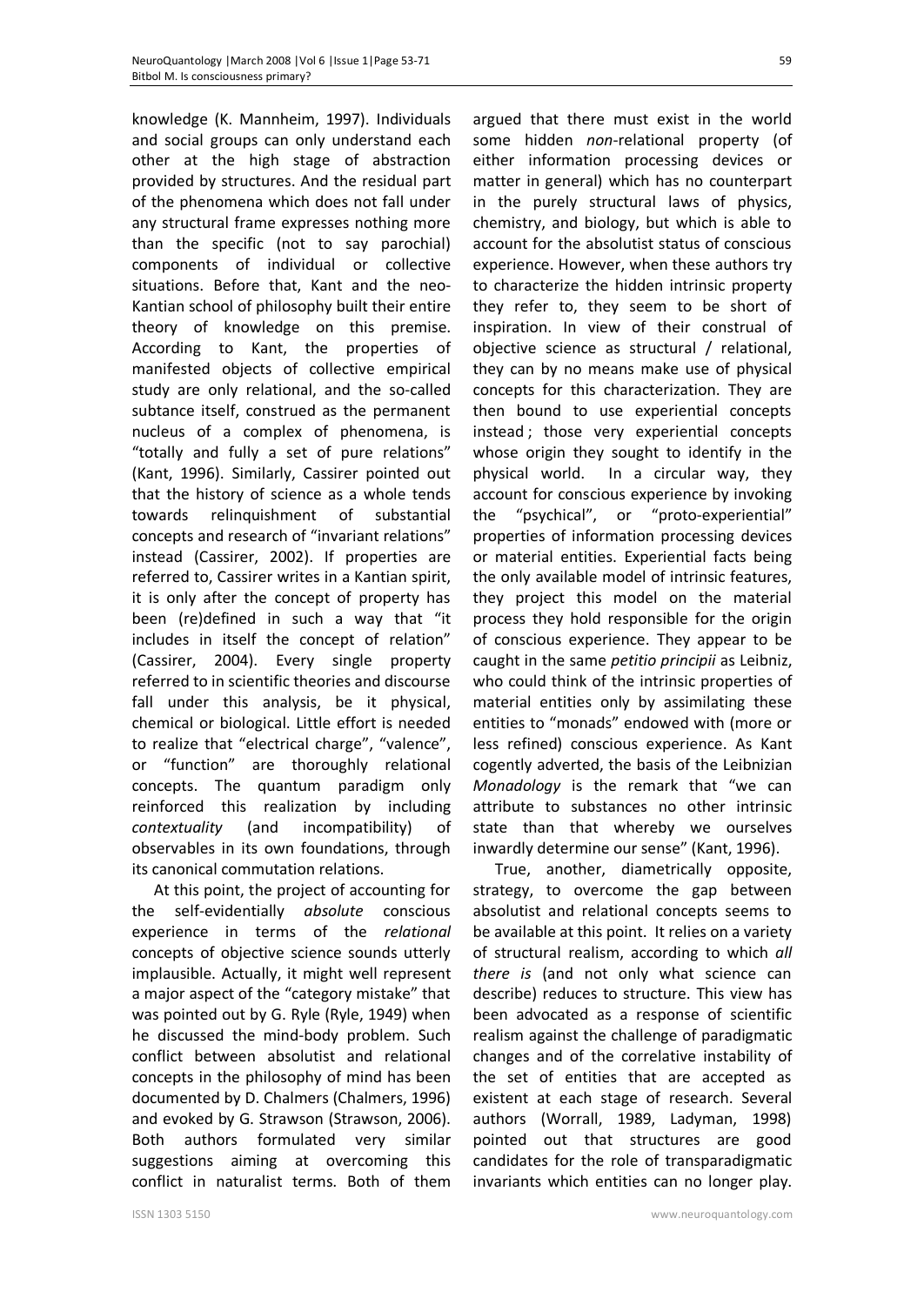knowledge (K. Mannheim, 1997). Individuals and social groups can only understand each other at the high stage of abstraction provided by structures. And the residual part of the phenomena which does not fall under any structural frame expresses nothing more than the specific (not to say parochial) components of individual or collective situations. Before that, Kant and the neo-Kantian school of philosophy built their entire theory of knowledge on this premise. According to Kant, the properties of manifested objects of collective empirical study are only relational, and the so-called subtance itself, construed as the permanent nucleus of a complex of phenomena, is "totally and fully a set of pure relations" (Kant, 1996). Similarly, Cassirer pointed out that the history of science as a whole tends towards relinquishment of substantial concepts and research of "invariant relations" instead (Cassirer, 2002). If properties are referred to, Cassirer writes in a Kantian spirit, it is only after the concept of property has been (re)defined in such a way that "it includes in itself the concept of relation" (Cassirer, 2004). Every single property referred to in scientific theories and discourse fall under this analysis, be it physical, chemical or biological. Little effort is needed to realize that "electrical charge", "valence", or "function" are thoroughly relational concepts. The quantum paradigm only reinforced this realization by including *contextuality* (and incompatibility) of observables in its own foundations, through its canonical commutation relations.

At this point, the project of accounting for the self-evidentially *absolute* conscious experience in terms of the *relational* concepts of objective science sounds utterly implausible. Actually, it might well represent a major aspect of the "category mistake" that was pointed out by G. Ryle (Ryle, 1949) when he discussed the mind-body problem. Such conflict between absolutist and relational concepts in the philosophy of mind has been documented by D. Chalmers (Chalmers, 1996) and evoked by G. Strawson (Strawson, 2006). Both authors formulated very similar suggestions aiming at overcoming this conflict in naturalist terms. Both of them argued that there must exist in the world some hidden *non*-relational property (of either information processing devices or matter in general) which has no counterpart in the purely structural laws of physics, chemistry, and biology, but which is able to account for the absolutist status of conscious experience. However, when these authors try to characterize the hidden intrinsic property they refer to, they seem to be short of inspiration. In view of their construal of objective science as structural / relational, they can by no means make use of physical concepts for this characterization. They are then bound to use experiential concepts instead ; those very experiential concepts whose origin they sought to identify in the physical world. In a circular way, they account for conscious experience by invoking the "psychical", or "proto-experiential" properties of information processing devices or material entities. Experiential facts being the only available model of intrinsic features, they project this model on the material process they hold responsible for the origin of conscious experience. They appear to be caught in the same *petitio principii* as Leibniz, who could think of the intrinsic properties of material entities only by assimilating these entities to "monads" endowed with (more or less refined) conscious experience. As Kant cogently adverted, the basis of the Leibnizian *Monadology* is the remark that "we can attribute to substances no other intrinsic state than that whereby we ourselves inwardly determine our sense" (Kant, 1996).

True, another, diametrically opposite, strategy, to overcome the gap between absolutist and relational concepts seems to be available at this point. It relies on a variety of structural realism, according to which *all there is* (and not only what science can describe) reduces to structure. This view has been advocated as a response of scientific realism against the challenge of paradigmatic changes and of the correlative instability of the set of entities that are accepted as existent at each stage of research. Several authors (Worrall, 1989, Ladyman, 1998) pointed out that structures are good candidates for the role of transparadigmatic invariants which entities can no longer play.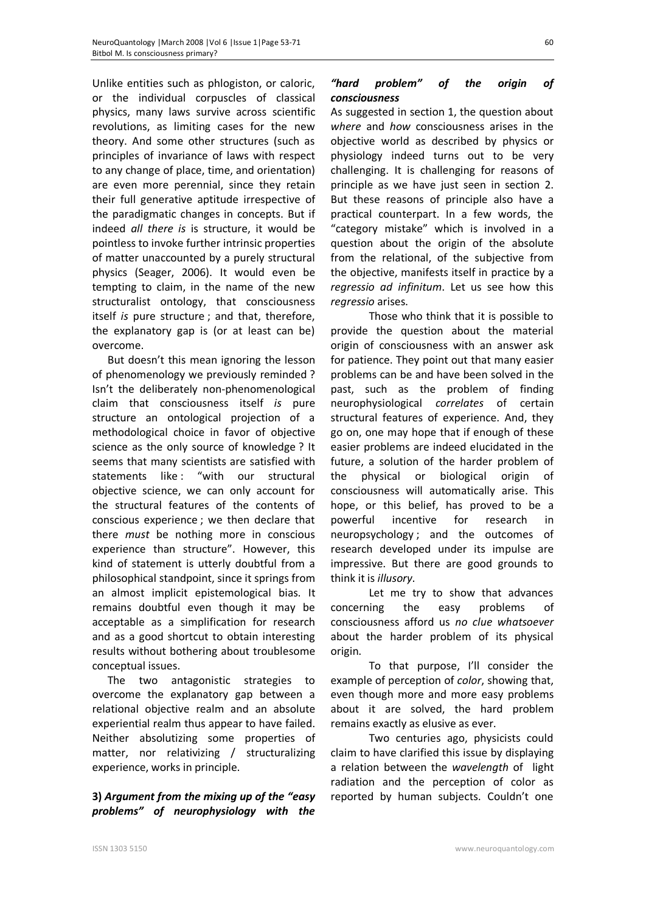Unlike entities such as phlogiston, or caloric, or the individual corpuscles of classical physics, many laws survive across scientific revolutions, as limiting cases for the new theory. And some other structures (such as principles of invariance of laws with respect to any change of place, time, and orientation) are even more perennial, since they retain their full generative aptitude irrespective of the paradigmatic changes in concepts. But if indeed *all there is* is structure, it would be pointless to invoke further intrinsic properties of matter unaccounted by a purely structural physics (Seager, 2006). It would even be tempting to claim, in the name of the new structuralist ontology, that consciousness itself *is* pure structure ; and that, therefore, the explanatory gap is (or at least can be) overcome.

But doesn't this mean ignoring the lesson of phenomenology we previously reminded ? Isn't the deliberately non-phenomenological claim that consciousness itself *is* pure structure an ontological projection of a methodological choice in favor of objective science as the only source of knowledge ? It seems that many scientists are satisfied with statements like : "with our structural objective science, we can only account for the structural features of the contents of conscious experience ; we then declare that there *must* be nothing more in conscious experience than structure". However, this kind of statement is utterly doubtful from a philosophical standpoint, since it springs from an almost implicit epistemological bias. It remains doubtful even though it may be acceptable as a simplification for research and as a good shortcut to obtain interesting results without bothering about troublesome conceptual issues.

The two antagonistic strategies to overcome the explanatory gap between a relational objective realm and an absolute experiential realm thus appear to have failed. Neither absolutizing some properties of matter, nor relativizing / structuralizing experience, works in principle.

### 3) *Argument from the mixing up of the "easy problems" of neurophysiology with the "hard problem" of the origin of consciousness*

As suggested in section 1, the question about *where* and *how* consciousness arises in the objective world as described by physics or physiology indeed turns out to be very challenging. It is challenging for reasons of principle as we have just seen in section 2. But these reasons of principle also have a practical counterpart. In a few words, the "category mistake" which is involved in a question about the origin of the absolute from the relational, of the subjective from the objective, manifests itself in practice by a *regressio ad infinitum*. Let us see how this *regressio* arises.

Those who think that it is possible to provide the question about the material origin of consciousness with an answer ask for patience. They point out that many easier problems can be and have been solved in the past, such as the problem of finding neurophysiological *correlates* of certain structural features of experience. And, they go on, one may hope that if enough of these easier problems are indeed elucidated in the future, a solution of the harder problem of the physical or biological origin of consciousness will automatically arise. This hope, or this belief, has proved to be a powerful incentive for research in neuropsychology ; and the outcomes of research developed under its impulse are impressive. But there are good grounds to think it is *illusory*.

Let me try to show that advances concerning the easy problems of consciousness afford us *no clue whatsoever* about the harder problem of its physical origin.

To that purpose, I'll consider the example of perception of *color*, showing that, even though more and more easy problems about it are solved, the hard problem remains exactly as elusive as ever.

Two centuries ago, physicists could claim to have clarified this issue by displaying a relation between the *wavelength* of light radiation and the perception of color as reported by human subjects. Couldn't one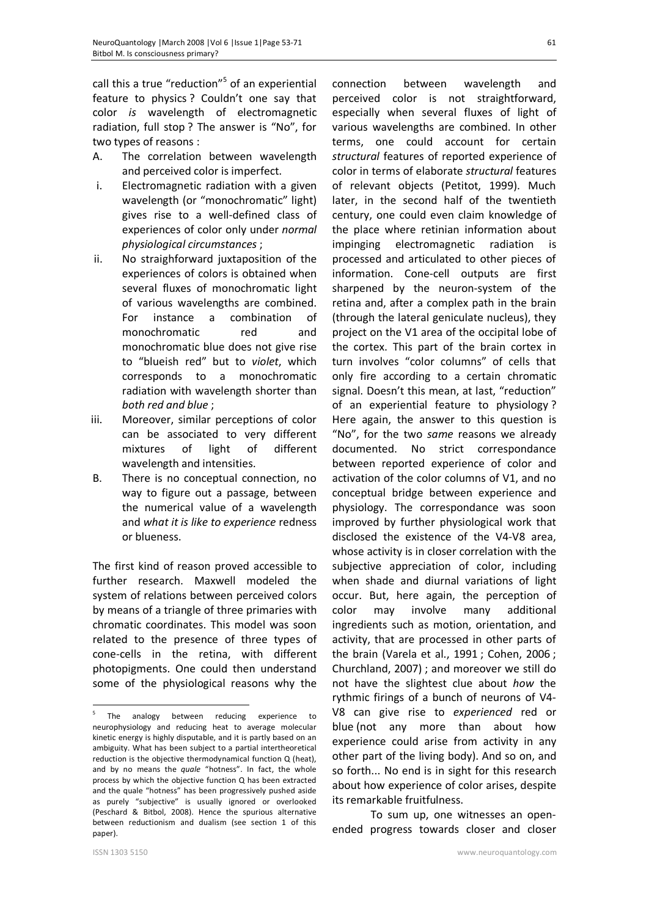call this a true "reduction"[5] of an experiential feature to physics ? Couldn't one say that color *is* wavelength of electromagnetic radiation, full stop ? The answer is "No", for two types of reasons :

A. The correlation between wavelength and perceived color is imperfect.

i. Electromagnetic radiation with a given wavelength (or "monochromatic" light) gives rise to a well-defined class of experiences of color only under *normal physiological circumstances* ;

ii. No straighforward juxtaposition of the experiences of colors is obtained when several fluxes of monochromatic light of various wavelengths are combined. For instance a combination of monochromatic red and monochromatic blue does not give rise to "blueish red" but to *violet*, which corresponds to a monochromatic radiation with wavelength shorter than *both red and blue* ;

iii. Moreover, similar perceptions of color can be associated to very different mixtures of light of different wavelength and intensities.

B. There is no conceptual connection, no way to figure out a passage, between the numerical value of a wavelength and *what it is like to experience* redness or blueness.

The first kind of reason proved accessible to further research. Maxwell modeled the system of relations between perceived colors by means of a triangle of three primaries with chromatic coordinates. This model was soon related to the presence of three types of cone-cells in the retina, with different photopigments. One could then understand some of the physiological reasons why the connection between wavelength and perceived color is not straightforward, especially when several fluxes of light of various wavelengths are combined. In other terms, one could account for certain *structural* features of reported experience of color in terms of elaborate *structural* features of relevant objects (Petitot, 1999). Much later, in the second half of the twentieth century, one could even claim knowledge of the place where retinian information about impinging electromagnetic radiation is processed and articulated to other pieces of information. Cone-cell outputs are first sharpened by the neuron-system of the retina and, after a complex path in the brain (through the lateral geniculate nucleus), they project on the V1 area of the occipital lobe of the cortex. This part of the brain cortex in turn involves "color columns" of cells that only fire according to a certain chromatic signal. Doesn't this mean, at last, "reduction" of an experiential feature to physiology ? Here again, the answer to this question is "No", for the two *same* reasons we already documented. No strict correspondance between reported experience of color and activation of the color columns of V1, and no conceptual bridge between experience and physiology. The correspondance was soon improved by further physiological work that disclosed the existence of the V4-V8 area, whose activity is in closer correlation with the subjective appreciation of color, including when shade and diurnal variations of light occur. But, here again, the perception of color may involve many additional ingredients such as motion, orientation, and activity, that are processed in other parts of the brain (Varela et al., 1991 ; Cohen, 2006 ; Churchland, 2007) ; and moreover we still do not have the slightest clue about *how* the rythmic firings of a bunch of neurons of V4-V8 can give rise to *experienced* red or blue (not any more than about how experience could arise from activity in any other part of the living body). And so on, and so forth... No end is in sight for this research about how experience of color arises, despite its remarkable fruitfulness.

To sum up, one witnesses an open-ended progress towards closer and closer

[5] The analogy between reducing experience to neurophysiology and reducing heat to average molecular kinetic energy is highly disputable, and it is partly based on an ambiguity. What has been subject to a partial intertheoretical reduction is the objective thermodynamical function Q (heat), and by no means the *quale* "hotness". In fact, the whole process by which the objective function Q has been extracted and the quale "hotness" has been progressively pushed aside as purely "subjective" is usually ignored or overlooked (Peschard & Bitbol, 2008). Hence the spurious alternative between reductionism and dualism (see section 1 of this paper).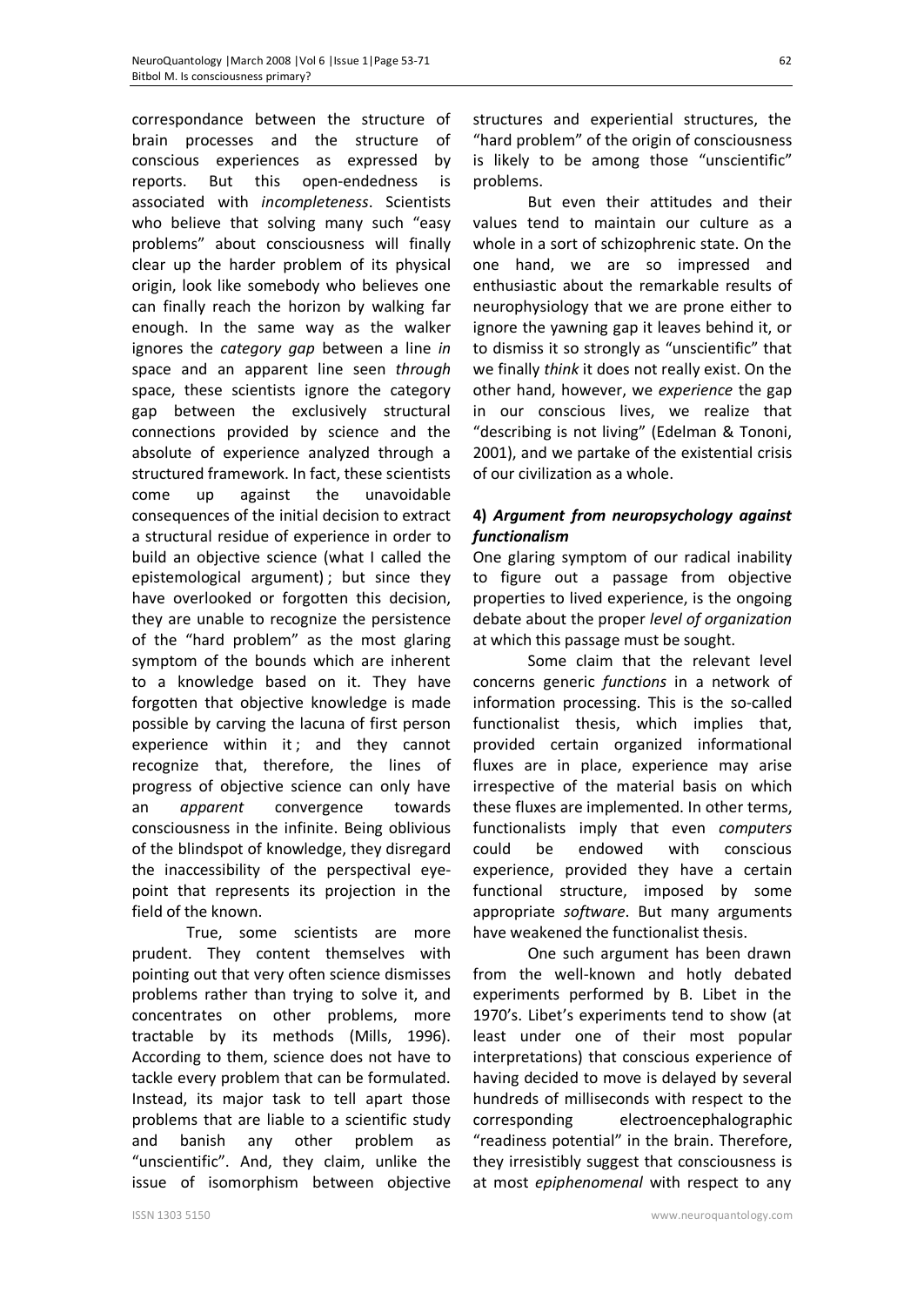correspondance between the structure of brain processes and the structure of conscious experiences as expressed by reports. But this open-endedness is associated with *incompleteness*. Scientists who believe that solving many such "easy problems" about consciousness will finally clear up the harder problem of its physical origin, look like somebody who believes one can finally reach the horizon by walking far enough. In the same way as the walker ignores the *category gap* between a line *in* space and an apparent line seen *through* space, these scientists ignore the category gap between the exclusively structural connections provided by science and the absolute of experience analyzed through a structured framework. In fact, these scientists come up against the unavoidable consequences of the initial decision to extract a structural residue of experience in order to build an objective science (what I called the epistemological argument) ; but since they have overlooked or forgotten this decision, they are unable to recognize the persistence of the "hard problem" as the most glaring symptom of the bounds which are inherent to a knowledge based on it. They have forgotten that objective knowledge is made possible by carving the lacuna of first person experience within it ; and they cannot recognize that, therefore, the lines of progress of objective science can only have an *apparent* convergence towards consciousness in the infinite. Being oblivious of the blindspot of knowledge, they disregard the inaccessibility of the perspectival eye-point that represents its projection in the field of the known.

True, some scientists are more prudent. They content themselves with pointing out that very often science dismisses problems rather than trying to solve it, and concentrates on other problems, more tractable by its methods (Mills, 1996). According to them, science does not have to tackle every problem that can be formulated. Instead, its major task to tell apart those problems that are liable to a scientific study and banish any other problem as "unscientific". And, they claim, unlike the issue of isomorphism between objective structures and experiential structures, the "hard problem" of the origin of consciousness is likely to be among those "unscientific" problems.

But even their attitudes and their values tend to maintain our culture as a whole in a sort of schizophrenic state. On the one hand, we are so impressed and enthusiastic about the remarkable results of neurophysiology that we are prone either to ignore the yawning gap it leaves behind it, or to dismiss it so strongly as "unscientific" that we finally *think* it does not really exist. On the other hand, however, we *experience* the gap in our conscious lives, we realize that "describing is not living" (Edelman & Tononi, 2001), and we partake of the existential crisis of our civilization as a whole.

**4) *Argument from neuropsychology against functionalism***

One glaring symptom of our radical inability to figure out a passage from objective properties to lived experience, is the ongoing debate about the proper *level of organization* at which this passage must be sought.

Some claim that the relevant level concerns generic *functions* in a network of information processing. This is the so-called functionalist thesis, which implies that, provided certain organized informational fluxes are in place, experience may arise irrespective of the material basis on which these fluxes are implemented. In other terms, functionalists imply that even *computers* could be endowed with conscious experience, provided they have a certain functional structure, imposed by some appropriate *software*. But many arguments have weakened the functionalist thesis.

One such argument has been drawn from the well-known and hotly debated experiments performed by B. Libet in the 1970's. Libet's experiments tend to show (at least under one of their most popular interpretations) that conscious experience of having decided to move is delayed by several hundreds of milliseconds with respect to the corresponding electroencephalographic "readiness potential" in the brain. Therefore, they irresistibly suggest that consciousness is at most *epiphenomenal* with respect to any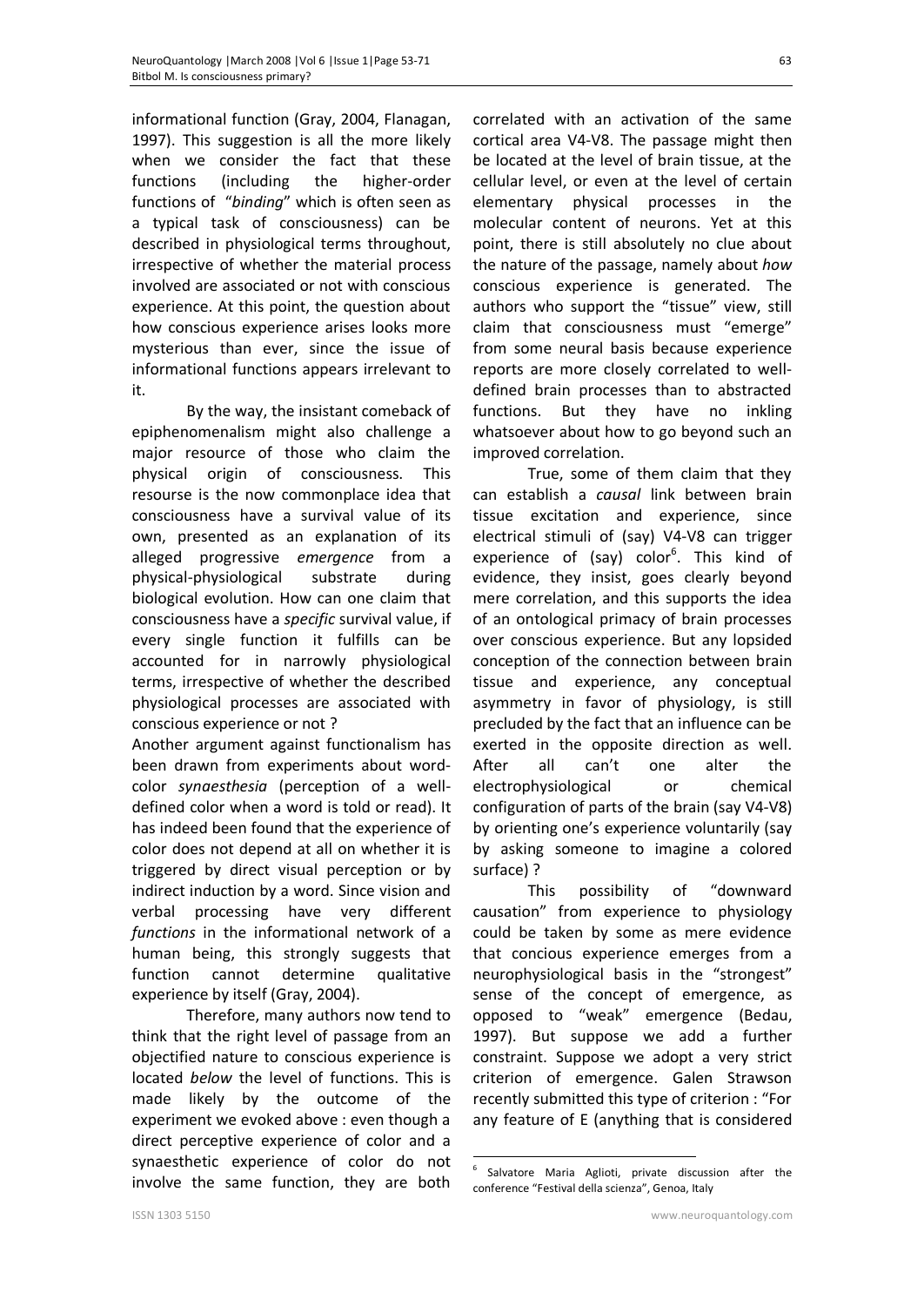informational function (Gray, 2004, Flanagan, 1997). This suggestion is all the more likely when we consider the fact that these functions (including the higher-order functions of "*binding*" which is often seen as a typical task of consciousness) can be described in physiological terms throughout, irrespective of whether the material process involved are associated or not with conscious experience. At this point, the question about how conscious experience arises looks more mysterious than ever, since the issue of informational functions appears irrelevant to it.

By the way, the insistant comeback of epiphenomenalism might also challenge a major resource of those who claim the physical origin of consciousness. This resourse is the now commonplace idea that consciousness have a survival value of its own, presented as an explanation of its alleged progressive *emergence* from a physical-physiological substrate during biological evolution. How can one claim that consciousness have a *specific* survival value, if every single function it fulfills can be accounted for in narrowly physiological terms, irrespective of whether the described physiological processes are associated with conscious experience or not ?

Another argument against functionalism has been drawn from experiments about word-color *synaesthesia* (perception of a well-defined color when a word is told or read). It has indeed been found that the experience of color does not depend at all on whether it is triggered by direct visual perception or by indirect induction by a word. Since vision and verbal processing have very different *functions* in the informational network of a human being, this strongly suggests that function cannot determine qualitative experience by itself (Gray, 2004).

Therefore, many authors now tend to think that the right level of passage from an objectified nature to conscious experience is located *below* the level of functions. This is made likely by the outcome of the experiment we evoked above : even though a direct perceptive experience of color and a synaesthetic experience of color do not involve the same function, they are both correlated with an activation of the same cortical area V4-V8. The passage might then be located at the level of brain tissue, at the cellular level, or even at the level of certain elementary physical processes in the molecular content of neurons. Yet at this point, there is still absolutely no clue about the nature of the passage, namely about *how* conscious experience is generated. The authors who support the "tissue" view, still claim that consciousness must "emerge" from some neural basis because experience reports are more closely correlated to well-defined brain processes than to abstracted functions. But they have no inkling whatsoever about how to go beyond such an improved correlation.

True, some of them claim that they can establish a *causal* link between brain tissue excitation and experience, since electrical stimuli of (say) V4-V8 can trigger experience of (say) color[6]. This kind of evidence, they insist, goes clearly beyond mere correlation, and this supports the idea of an ontological primacy of brain processes over conscious experience. But any lopsided conception of the connection between brain tissue and experience, any conceptual asymmetry in favor of physiology, is still precluded by the fact that an influence can be exerted in the opposite direction as well. After all can't one alter the electrophysiological or chemical configuration of parts of the brain (say V4-V8) by orienting one's experience voluntarily (say by asking someone to imagine a colored surface) ?

This possibility of "downward causation" from experience to physiology could be taken by some as mere evidence that concious experience emerges from a neurophysiological basis in the "strongest" sense of the concept of emergence, as opposed to "weak" emergence (Bedau, 1997). But suppose we add a further constraint. Suppose we adopt a very strict criterion of emergence. Galen Strawson recently submitted this type of criterion : "For any feature of E (anything that is considered

[6] Salvatore Maria Aglioti, private discussion after the conference "Festival della scienza", Genoa, Italy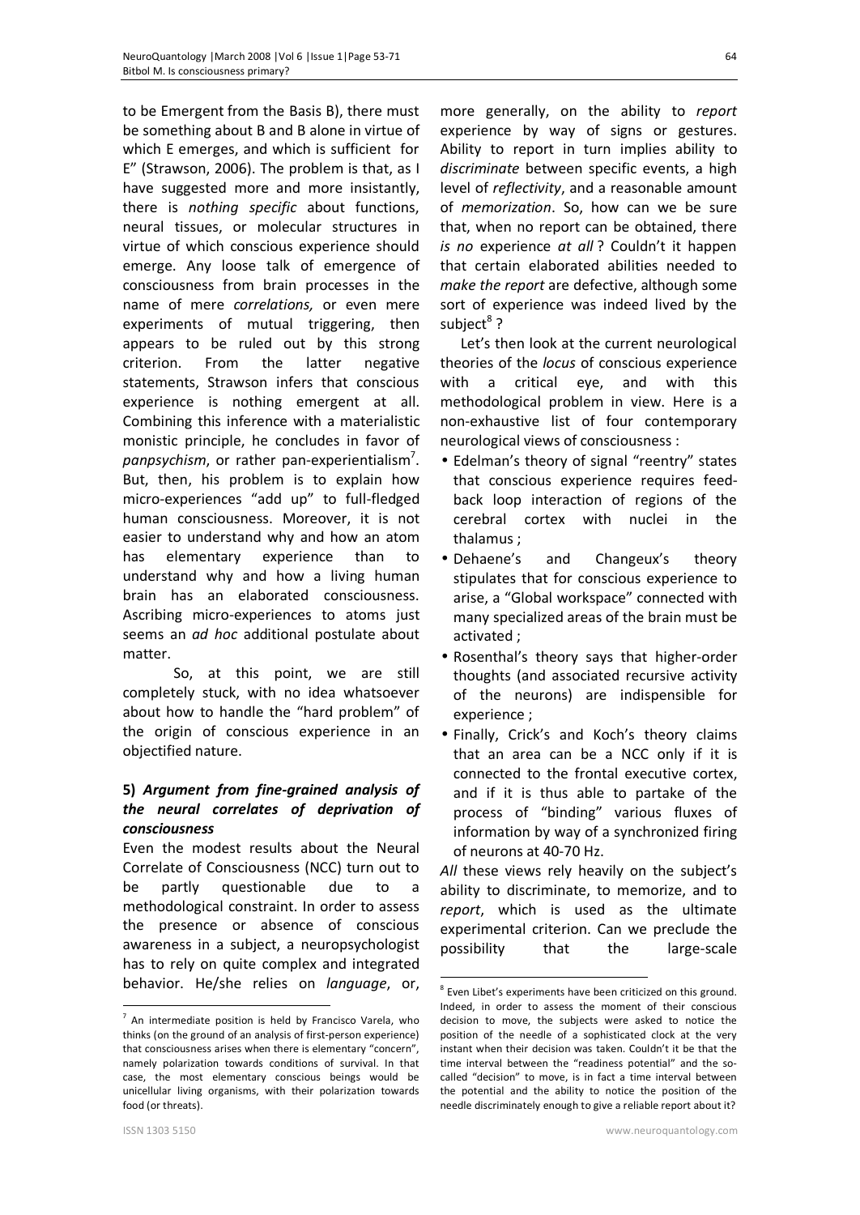to be Emergent from the Basis B), there must be something about B and B alone in virtue of which E emerges, and which is sufficient for E" (Strawson, 2006). The problem is that, as I have suggested more and more insistantly, there is *nothing specific* about functions, neural tissues, or molecular structures in virtue of which conscious experience should emerge. Any loose talk of emergence of consciousness from brain processes in the name of mere *correlations,* or even mere experiments of mutual triggering, then appears to be ruled out by this strong criterion. From the latter negative statements, Strawson infers that conscious experience is nothing emergent at all. Combining this inference with a materialistic monistic principle, he concludes in favor of *panpsychism*, or rather pan-experientialism[7]. But, then, his problem is to explain how micro-experiences "add up" to full-fledged human consciousness. Moreover, it is not easier to understand why and how an atom has elementary experience than to understand why and how a living human brain has an elaborated consciousness. Ascribing micro-experiences to atoms just seems an *ad hoc* additional postulate about matter.

So, at this point, we are still completely stuck, with no idea whatsoever about how to handle the "hard problem" of the origin of conscious experience in an objectified nature.

### 5) *Argument from fine-grained analysis of the neural correlates of deprivation of consciousness*

Even the modest results about the Neural Correlate of Consciousness (NCC) turn out to be partly questionable due to a methodological constraint. In order to assess the presence or absence of conscious awareness in a subject, a neuropsychologist has to rely on quite complex and integrated behavior. He/she relies on *language*, or, more generally, on the ability to *report* experience by way of signs or gestures. Ability to report in turn implies ability to *discriminate* between specific events, a high level of *reflectivity*, and a reasonable amount of *memorization*. So, how can we be sure that, when no report can be obtained, there *is no* experience *at all*? Couldn't it happen that certain elaborated abilities needed to *make the report* are defective, although some sort of experience was indeed lived by the subject[8]?

Let's then look at the current neurological theories of the *locus* of conscious experience with a critical eye, and with this methodological problem in view. Here is a non-exhaustive list of four contemporary neurological views of consciousness :

- Edelman's theory of signal "reentry" states that conscious experience requires feed-back loop interaction of regions of the cerebral cortex with nuclei in the thalamus ;
- Dehaene's and Changeux's theory stipulates that for conscious experience to arise, a "Global workspace" connected with many specialized areas of the brain must be activated ;
- Rosenthal's theory says that higher-order thoughts (and associated recursive activity of the neurons) are indispensible for experience ;
- Finally, Crick's and Koch's theory claims that an area can be a NCC only if it is connected to the frontal executive cortex, and if it is thus able to partake of the process of "binding" various fluxes of information by way of a synchronized firing of neurons at 40-70 Hz.

*All* these views rely heavily on the subject's ability to discriminate, to memorize, and to *report*, which is used as the ultimate experimental criterion. Can we preclude the possibility that the large-scale

---

[7] An intermediate position is held by Francisco Varela, who thinks (on the ground of an analysis of first-person experience) that consciousness arises when there is elementary "concern", namely polarization towards conditions of survival. In that case, the most elementary conscious beings would be unicellular living organisms, with their polarization towards food (or threats).

[8] Even Libet's experiments have been criticized on this ground. Indeed, in order to assess the moment of their conscious decision to move, the subjects were asked to notice the position of the needle of a sophisticated clock at the very instant when their decision was taken. Couldn't it be that the time interval between the "readiness potential" and the so-called "decision" to move, is in fact a time interval between the potential and the ability to notice the position of the needle discriminately enough to give a reliable report about it?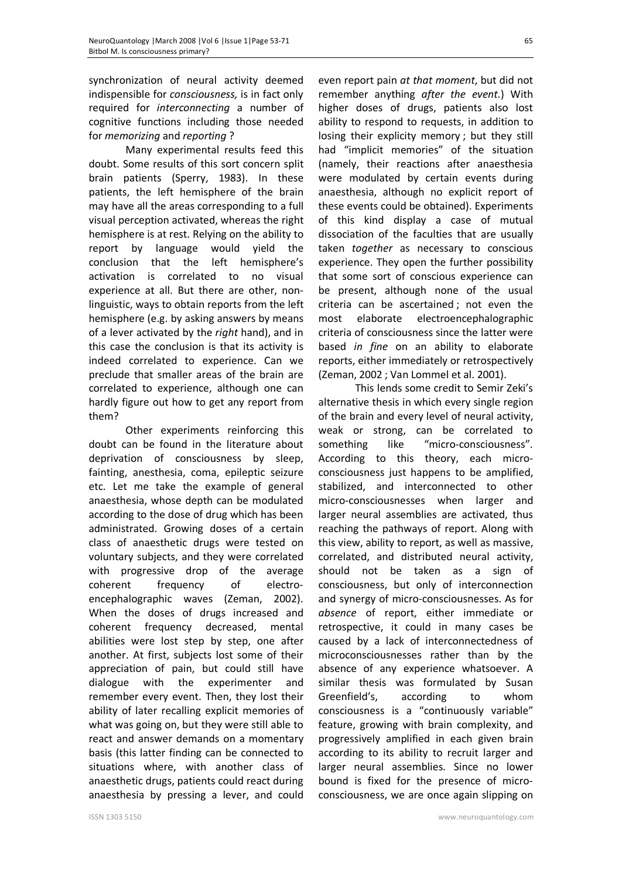synchronization of neural activity deemed indispensible for *consciousness,* is in fact only required for *interconnecting* a number of cognitive functions including those needed for *memorizing* and *reporting* ?

Many experimental results feed this doubt. Some results of this sort concern split brain patients (Sperry, 1983). In these patients, the left hemisphere of the brain may have all the areas corresponding to a full visual perception activated, whereas the right hemisphere is at rest. Relying on the ability to report by language would yield the conclusion that the left hemisphere's activation is correlated to no visual experience at all. But there are other, non-linguistic, ways to obtain reports from the left hemisphere (e.g. by asking answers by means of a lever activated by the *right* hand), and in this case the conclusion is that its activity is indeed correlated to experience. Can we preclude that smaller areas of the brain are correlated to experience, although one can hardly figure out how to get any report from them?

Other experiments reinforcing this doubt can be found in the literature about deprivation of consciousness by sleep, fainting, anesthesia, coma, epileptic seizure etc. Let me take the example of general anaesthesia, whose depth can be modulated according to the dose of drug which has been administrated. Growing doses of a certain class of anaesthetic drugs were tested on voluntary subjects, and they were correlated with progressive drop of the average coherent frequency of electro-encephalographic waves (Zeman, 2002). When the doses of drugs increased and coherent frequency decreased, mental abilities were lost step by step, one after another. At first, subjects lost some of their appreciation of pain, but could still have dialogue with the experimenter and remember every event. Then, they lost their ability of later recalling explicit memories of what was going on, but they were still able to react and answer demands on a momentary basis (this latter finding can be connected to situations where, with another class of anaesthetic drugs, patients could react during anaesthesia by pressing a lever, and could even report pain *at that moment*, but did not remember anything *after the event*.) With higher doses of drugs, patients also lost ability to respond to requests, in addition to losing their explicity memory ; but they still had "implicit memories" of the situation (namely, their reactions after anaesthesia were modulated by certain events during anaesthesia, although no explicit report of these events could be obtained). Experiments of this kind display a case of mutual dissociation of the faculties that are usually taken *together* as necessary to conscious experience. They open the further possibility that some sort of conscious experience can be present, although none of the usual criteria can be ascertained ; not even the most elaborate electroencephalographic criteria of consciousness since the latter were based *in fine* on an ability to elaborate reports, either immediately or retrospectively (Zeman, 2002 ; Van Lommel et al. 2001).

This lends some credit to Semir Zeki's alternative thesis in which every single region of the brain and every level of neural activity, weak or strong, can be correlated to something like "micro-consciousness". According to this theory, each micro-consciousness just happens to be amplified, stabilized, and interconnected to other micro-consciousnesses when larger and larger neural assemblies are activated, thus reaching the pathways of report. Along with this view, ability to report, as well as massive, correlated, and distributed neural activity, should not be taken as a sign of consciousness, but only of interconnection and synergy of micro-consciousnesses. As for *absence* of report, either immediate or retrospective, it could in many cases be caused by a lack of interconnectedness of microconsciousnesses rather than by the absence of any experience whatsoever. A similar thesis was formulated by Susan Greenfield's, according to whom consciousness is a "continuously variable" feature, growing with brain complexity, and progressively amplified in each given brain according to its ability to recruit larger and larger neural assemblies. Since no lower bound is fixed for the presence of micro-consciousness, we are once again slipping on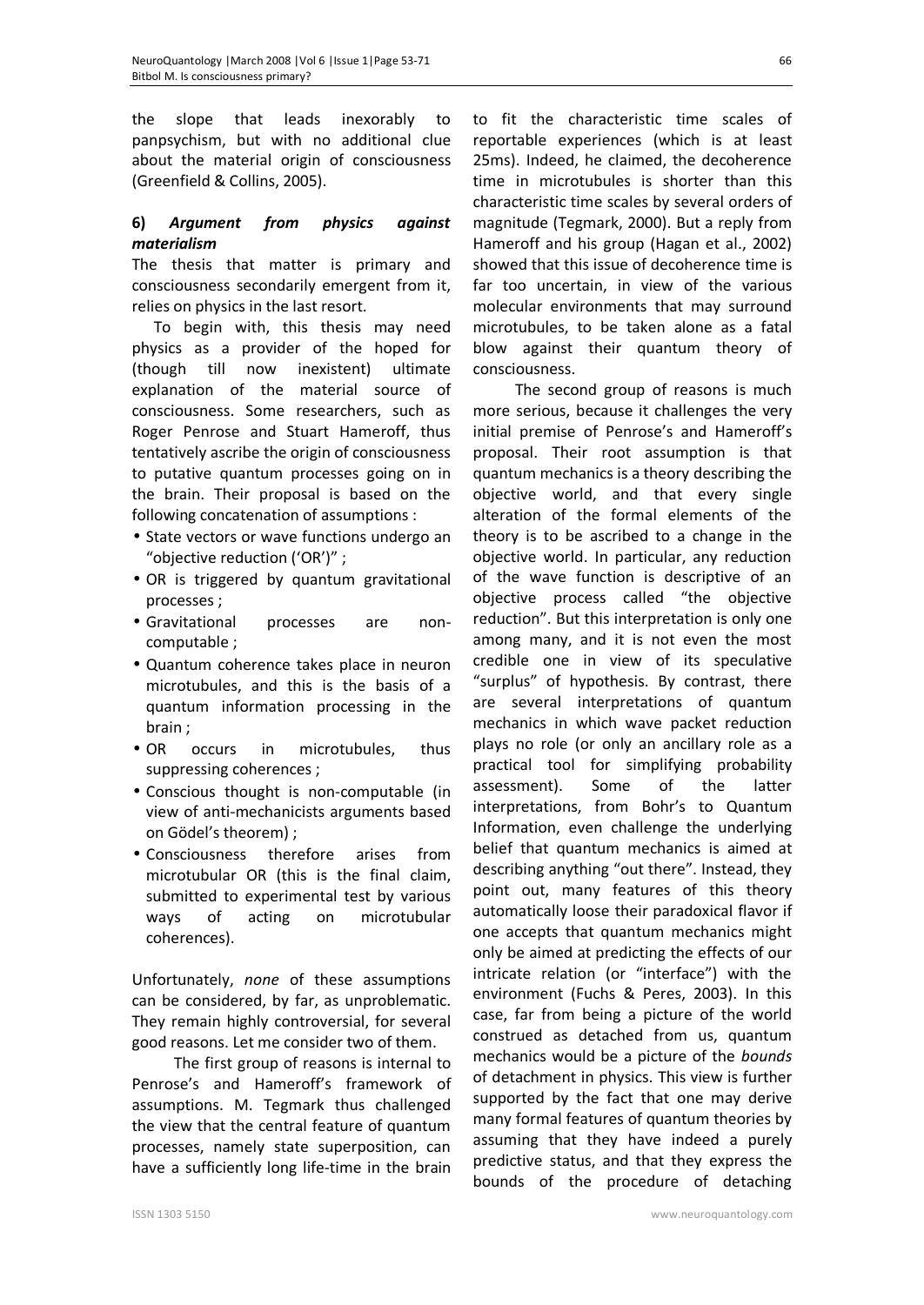the slope that leads inexorably to panpsychism, but with no additional clue about the material origin of consciousness (Greenfield & Collins, 2005).

### 6) *Argument from physics against materialism*

The thesis that matter is primary and consciousness secondarily emergent from it, relies on physics in the last resort.

To begin with, this thesis may need physics as a provider of the hoped for (though till now inexistent) ultimate explanation of the material source of consciousness. Some researchers, such as Roger Penrose and Stuart Hameroff, thus tentatively ascribe the origin of consciousness to putative quantum processes going on in the brain. Their proposal is based on the following concatenation of assumptions :

- State vectors or wave functions undergo an "objective reduction ('OR')" ;
- OR is triggered by quantum gravitational processes ;
- Gravitational processes are non-computable ;
- Quantum coherence takes place in neuron microtubules, and this is the basis of a quantum information processing in the brain ;
- OR occurs in microtubules, thus suppressing coherences ;
- Conscious thought is non-computable (in view of anti-mechanicists arguments based on Gödel's theorem) ;
- Consciousness therefore arises from microtubular OR (this is the final claim, submitted to experimental test by various ways of acting on microtubular coherences).

Unfortunately, *none* of these assumptions can be considered, by far, as unproblematic. They remain highly controversial, for several good reasons. Let me consider two of them.

The first group of reasons is internal to Penrose's and Hameroff's framework of assumptions. M. Tegmark thus challenged the view that the central feature of quantum processes, namely state superposition, can have a sufficiently long life-time in the brain to fit the characteristic time scales of reportable experiences (which is at least 25ms). Indeed, he claimed, the decoherence time in microtubules is shorter than this characteristic time scales by several orders of magnitude (Tegmark, 2000). But a reply from Hameroff and his group (Hagan et al., 2002) showed that this issue of decoherence time is far too uncertain, in view of the various molecular environments that may surround microtubules, to be taken alone as a fatal blow against their quantum theory of consciousness.

The second group of reasons is much more serious, because it challenges the very initial premise of Penrose's and Hameroff's proposal. Their root assumption is that quantum mechanics is a theory describing the objective world, and that every single alteration of the formal elements of the theory is to be ascribed to a change in the objective world. In particular, any reduction of the wave function is descriptive of an objective process called "the objective reduction". But this interpretation is only one among many, and it is not even the most credible one in view of its speculative "surplus" of hypothesis. By contrast, there are several interpretations of quantum mechanics in which wave packet reduction plays no role (or only an ancillary role as a practical tool for simplifying probability assessment). Some of the latter interpretations, from Bohr's to Quantum Information, even challenge the underlying belief that quantum mechanics is aimed at describing anything "out there". Instead, they point out, many features of this theory automatically loose their paradoxical flavor if one accepts that quantum mechanics might only be aimed at predicting the effects of our intricate relation (or "interface") with the environment (Fuchs & Peres, 2003). In this case, far from being a picture of the world construed as detached from us, quantum mechanics would be a picture of the *bounds* of detachment in physics. This view is further supported by the fact that one may derive many formal features of quantum theories by assuming that they have indeed a purely predictive status, and that they express the bounds of the procedure of detaching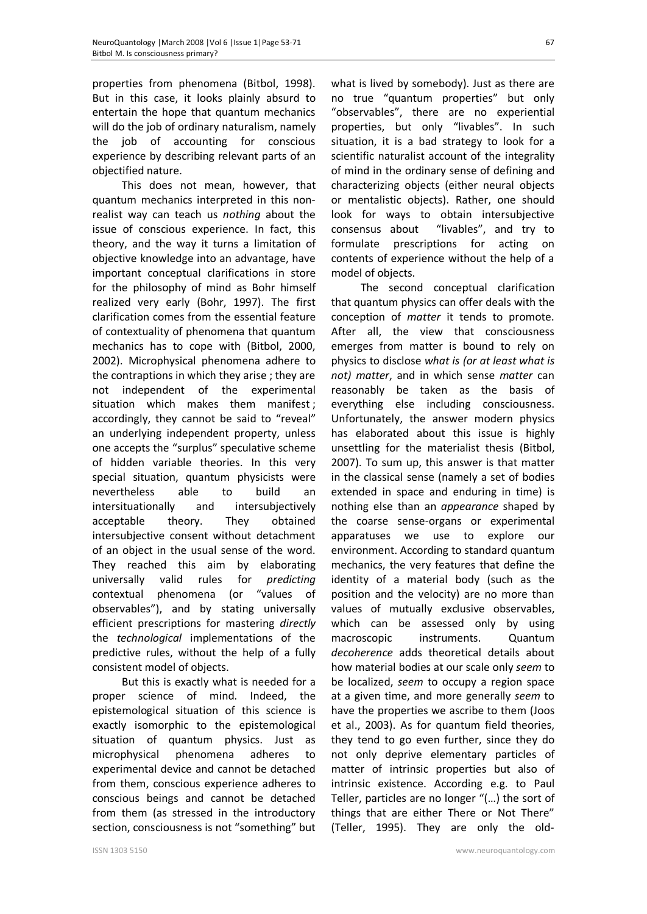properties from phenomena (Bitbol, 1998). But in this case, it looks plainly absurd to entertain the hope that quantum mechanics will do the job of ordinary naturalism, namely the job of accounting for conscious experience by describing relevant parts of an objectified nature.

This does not mean, however, that quantum mechanics interpreted in this non-realist way can teach us *nothing* about the issue of conscious experience. In fact, this theory, and the way it turns a limitation of objective knowledge into an advantage, have important conceptual clarifications in store for the philosophy of mind as Bohr himself realized very early (Bohr, 1997). The first clarification comes from the essential feature of contextuality of phenomena that quantum mechanics has to cope with (Bitbol, 2000, 2002). Microphysical phenomena adhere to the contraptions in which they arise ; they are not independent of the experimental situation which makes them manifest ; accordingly, they cannot be said to "reveal" an underlying independent property, unless one accepts the "surplus" speculative scheme of hidden variable theories. In this very special situation, quantum physicists were nevertheless able to build an intersituationally and intersubjectively acceptable theory. They obtained intersubjective consent without detachment of an object in the usual sense of the word. They reached this aim by elaborating universally valid rules for *predicting* contextual phenomena (or "values of observables"), and by stating universally efficient prescriptions for mastering *directly* the *technological* implementations of the predictive rules, without the help of a fully consistent model of objects.

But this is exactly what is needed for a proper science of mind. Indeed, the epistemological situation of this science is exactly isomorphic to the epistemological situation of quantum physics. Just as microphysical phenomena adheres to experimental device and cannot be detached from them, conscious experience adheres to conscious beings and cannot be detached from them (as stressed in the introductory section, consciousness is not "something" but what is lived by somebody). Just as there are no true "quantum properties" but only "observables", there are no experiential properties, but only "livables". In such situation, it is a bad strategy to look for a scientific naturalist account of the integrality of mind in the ordinary sense of defining and characterizing objects (either neural objects or mentalistic objects). Rather, one should look for ways to obtain intersubjective consensus about "livables", and try to formulate prescriptions for acting on contents of experience without the help of a model of objects.

The second conceptual clarification that quantum physics can offer deals with the conception of *matter* it tends to promote. After all, the view that consciousness emerges from matter is bound to rely on physics to disclose *what is (or at least what is not) matter*, and in which sense *matter* can reasonably be taken as the basis of everything else including consciousness. Unfortunately, the answer modern physics has elaborated about this issue is highly unsettling for the materialist thesis (Bitbol, 2007). To sum up, this answer is that matter in the classical sense (namely a set of bodies extended in space and enduring in time) is nothing else than an *appearance* shaped by the coarse sense-organs or experimental apparatuses we use to explore our environment. According to standard quantum mechanics, the very features that define the identity of a material body (such as the position and the velocity) are no more than values of mutually exclusive observables, which can be assessed only by using macroscopic instruments. Quantum *decoherence* adds theoretical details about how material bodies at our scale only *seem* to be localized, *seem* to occupy a region space at a given time, and more generally *seem* to have the properties we ascribe to them (Joos et al., 2003). As for quantum field theories, they tend to go even further, since they do not only deprive elementary particles of matter of intrinsic properties but also of intrinsic existence. According e.g. to Paul Teller, particles are no longer "(…) the sort of things that are either There or Not There" (Teller, 1995). They are only the old-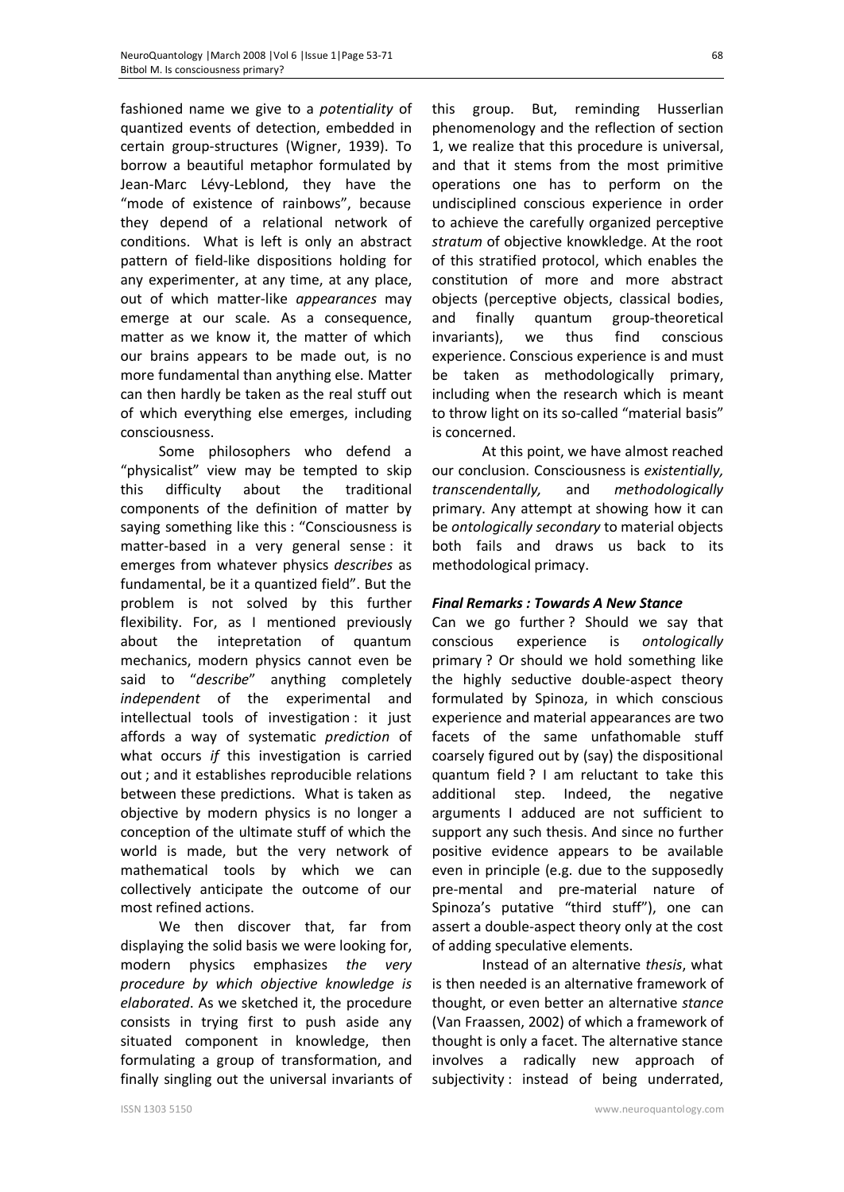fashioned name we give to a *potentiality* of quantized events of detection, embedded in certain group-structures (Wigner, 1939). To borrow a beautiful metaphor formulated by Jean-Marc Lévy-Leblond, they have the "mode of existence of rainbows", because they depend of a relational network of conditions. What is left is only an abstract pattern of field-like dispositions holding for any experimenter, at any time, at any place, out of which matter-like *appearances* may emerge at our scale. As a consequence, matter as we know it, the matter of which our brains appears to be made out, is no more fundamental than anything else. Matter can then hardly be taken as the real stuff out of which everything else emerges, including consciousness.

Some philosophers who defend a "physicalist" view may be tempted to skip this difficulty about the traditional components of the definition of matter by saying something like this : "Consciousness is matter-based in a very general sense : it emerges from whatever physics *describes* as fundamental, be it a quantized field". But the problem is not solved by this further flexibility. For, as I mentioned previously about the intepretation of quantum mechanics, modern physics cannot even be said to "*describe*" anything completely *independent* of the experimental and intellectual tools of investigation : it just affords a way of systematic *prediction* of what occurs *if* this investigation is carried out ; and it establishes reproducible relations between these predictions. What is taken as objective by modern physics is no longer a conception of the ultimate stuff of which the world is made, but the very network of mathematical tools by which we can collectively anticipate the outcome of our most refined actions.

We then discover that, far from displaying the solid basis we were looking for, modern physics emphasizes *the very procedure by which objective knowledge is elaborated*. As we sketched it, the procedure consists in trying first to push aside any situated component in knowledge, then formulating a group of transformation, and finally singling out the universal invariants of this group. But, reminding Husserlian phenomenology and the reflection of section 1, we realize that this procedure is universal, and that it stems from the most primitive operations one has to perform on the undisciplined conscious experience in order to achieve the carefully organized perceptive *stratum* of objective knowkledge. At the root of this stratified protocol, which enables the constitution of more and more abstract objects (perceptive objects, classical bodies, and finally quantum group-theoretical invariants), we thus find conscious experience. Conscious experience is and must be taken as methodologically primary, including when the research which is meant to throw light on its so-called "material basis" is concerned.

At this point, we have almost reached our conclusion. Consciousness is *existentially, transcendentally,* and *methodologically* primary. Any attempt at showing how it can be *ontologically secondary* to material objects both fails and draws us back to its methodological primacy.

### *Final Remarks : Towards A New Stance*

Can we go further ? Should we say that conscious experience is *ontologically* primary ? Or should we hold something like the highly seductive double-aspect theory formulated by Spinoza, in which conscious experience and material appearances are two facets of the same unfathomable stuff coarsely figured out by (say) the dispositional quantum field ? I am reluctant to take this additional step. Indeed, the negative arguments I adduced are not sufficient to support any such thesis. And since no further positive evidence appears to be available even in principle (e.g. due to the supposedly pre-mental and pre-material nature of Spinoza's putative "third stuff"), one can assert a double-aspect theory only at the cost of adding speculative elements.

Instead of an alternative *thesis*, what is then needed is an alternative framework of thought, or even better an alternative *stance* (Van Fraassen, 2002) of which a framework of thought is only a facet. The alternative stance involves a radically new approach of subjectivity : instead of being underrated,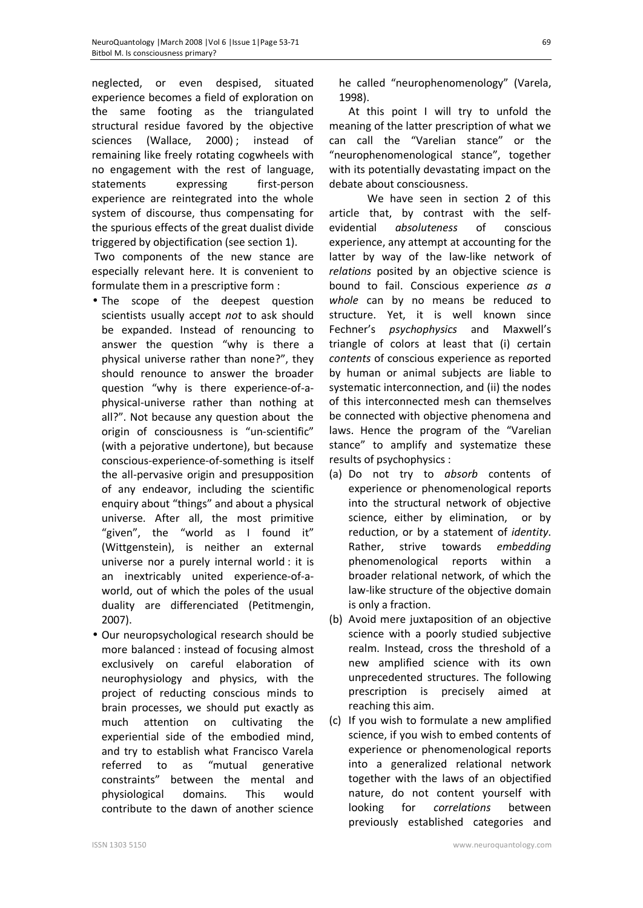neglected, or even despised, situated experience becomes a field of exploration on the same footing as the triangulated structural residue favored by the objective sciences (Wallace, 2000) ; instead of remaining like freely rotating cogwheels with no engagement with the rest of language, statements expressing first-person experience are reintegrated into the whole system of discourse, thus compensating for the spurious effects of the great dualist divide triggered by objectification (see section 1).

Two components of the new stance are especially relevant here. It is convenient to formulate them in a prescriptive form :

- The scope of the deepest question scientists usually accept *not* to ask should be expanded. Instead of renouncing to answer the question "why is there a physical universe rather than none?", they should renounce to answer the broader question "why is there experience-of-a-physical-universe rather than nothing at all?". Not because any question about the origin of consciousness is "un-scientific" (with a pejorative undertone), but because conscious-experience-of-something is itself the all-pervasive origin and presupposition of any endeavor, including the scientific enquiry about "things" and about a physical universe. After all, the most primitive "given", the "world as I found it" (Wittgenstein), is neither an external universe nor a purely internal world : it is an inextricably united experience-of-a-world, out of which the poles of the usual duality are differenciated (Petitmengin, 2007).
- Our neuropsychological research should be more balanced : instead of focusing almost exclusively on careful elaboration of neurophysiology and physics, with the project of reducting conscious minds to brain processes, we should put exactly as much attention on cultivating the experiential side of the embodied mind, and try to establish what Francisco Varela referred to as "mutual generative constraints" between the mental and physiological domains. This would contribute to the dawn of another science he called "neurophenomenology" (Varela, 1998).

At this point I will try to unfold the meaning of the latter prescription of what we can call the "Varelian stance" or the "neurophenomenological stance", together with its potentially devastating impact on the debate about consciousness.

We have seen in section 2 of this article that, by contrast with the self-evidential *absoluteness* of conscious experience, any attempt at accounting for the latter by way of the law-like network of *relations* posited by an objective science is bound to fail. Conscious experience *as a whole* can by no means be reduced to structure. Yet, it is well known since Fechner's *psychophysics* and Maxwell's triangle of colors at least that (i) certain *contents* of conscious experience as reported by human or animal subjects are liable to systematic interconnection, and (ii) the nodes of this interconnected mesh can themselves be connected with objective phenomena and laws. Hence the program of the "Varelian stance" to amplify and systematize these results of psychophysics :

(a) Do not try to *absorb* contents of experience or phenomenological reports into the structural network of objective science, either by elimination, or by reduction, or by a statement of *identity*. Rather, strive towards *embedding* phenomenological reports within a broader relational network, of which the law-like structure of the objective domain is only a fraction.

(b) Avoid mere juxtaposition of an objective science with a poorly studied subjective realm. Instead, cross the threshold of a new amplified science with its own unprecedented structures. The following prescription is precisely aimed at reaching this aim.

(c) If you wish to formulate a new amplified science, if you wish to embed contents of experience or phenomenological reports into a generalized relational network together with the laws of an objectified nature, do not content yourself with looking for *correlations* between previously established categories and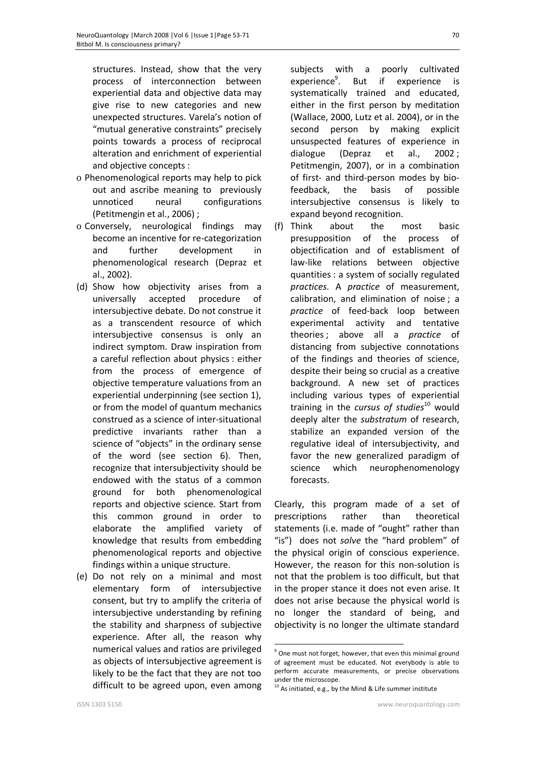structures. Instead, show that the very process of interconnection between experiential data and objective data may give rise to new categories and new unexpected structures. Varela's notion of "mutual generative constraints" precisely points towards a process of reciprocal alteration and enrichment of experiential and objective concepts :

- o Phenomenological reports may help to pick out and ascribe meaning to previously unnoticed neural configurations (Petitmengin et al., 2006) ;
- o Conversely, neurological findings may become an incentive for re-categorization and further development in phenomenological research (Depraz et al., 2002).

(d) Show how objectivity arises from a universally accepted procedure of intersubjective debate. Do not construe it as a transcendent resource of which intersubjective consensus is only an indirect symptom. Draw inspiration from a careful reflection about physics : either from the process of emergence of objective temperature valuations from an experiential underpinning (see section 1), or from the model of quantum mechanics construed as a science of inter-situational predictive invariants rather than a science of "objects" in the ordinary sense of the word (see section 6). Then, recognize that intersubjectivity should be endowed with the status of a common ground for both phenomenological reports and objective science. Start from this common ground in order to elaborate the amplified variety of knowledge that results from embedding phenomenological reports and objective findings within a unique structure.

(e) Do not rely on a minimal and most elementary form of intersubjective consent, but try to amplify the criteria of intersubjective understanding by refining the stability and sharpness of subjective experience. After all, the reason why numerical values and ratios are privileged as objects of intersubjective agreement is likely to be the fact that they are not too difficult to be agreed upon, even among subjects with a poorly cultivated experience[9]. But if experience is systematically trained and educated, either in the first person by meditation (Wallace, 2000, Lutz et al. 2004), or in the second person by making explicit unsuspected features of experience in dialogue (Depraz et al., 2002 ; Petitmengin, 2007), or in a combination of first- and third-person modes by bio-feedback, the basis of possible intersubjective consensus is likely to expand beyond recognition.

(f) Think about the most basic presupposition of the process of objectification and of establisment of law-like relations between objective quantities : a system of socially regulated *practices*. A *practice* of measurement, calibration, and elimination of noise ; a *practice* of feed-back loop between experimental activity and tentative theories ; above all a *practice* of distancing from subjective connotations of the findings and theories of science, despite their being so crucial as a creative background. A new set of practices including various types of experiential training in the *cursus of studies*[10] would deeply alter the *substratum* of research, stabilize an expanded version of the regulative ideal of intersubjectivity, and favor the new generalized paradigm of science which neurophenomenology forecasts.

Clearly, this program made of a set of prescriptions rather than theoretical statements (i.e. made of "ought" rather than "is") does not *solve* the "hard problem" of the physical origin of conscious experience. However, the reason for this non-solution is not that the problem is too difficult, but that in the proper stance it does not even arise. It does not arise because the physical world is no longer the standard of being, and objectivity is no longer the ultimate standard

---

[9] One must not forget, however, that even this minimal ground of agreement must be educated. Not everybody is able to perform accurate measurements, or precise observations under the microscope.

[10] As initiated, e.g., by the Mind & Life summer institute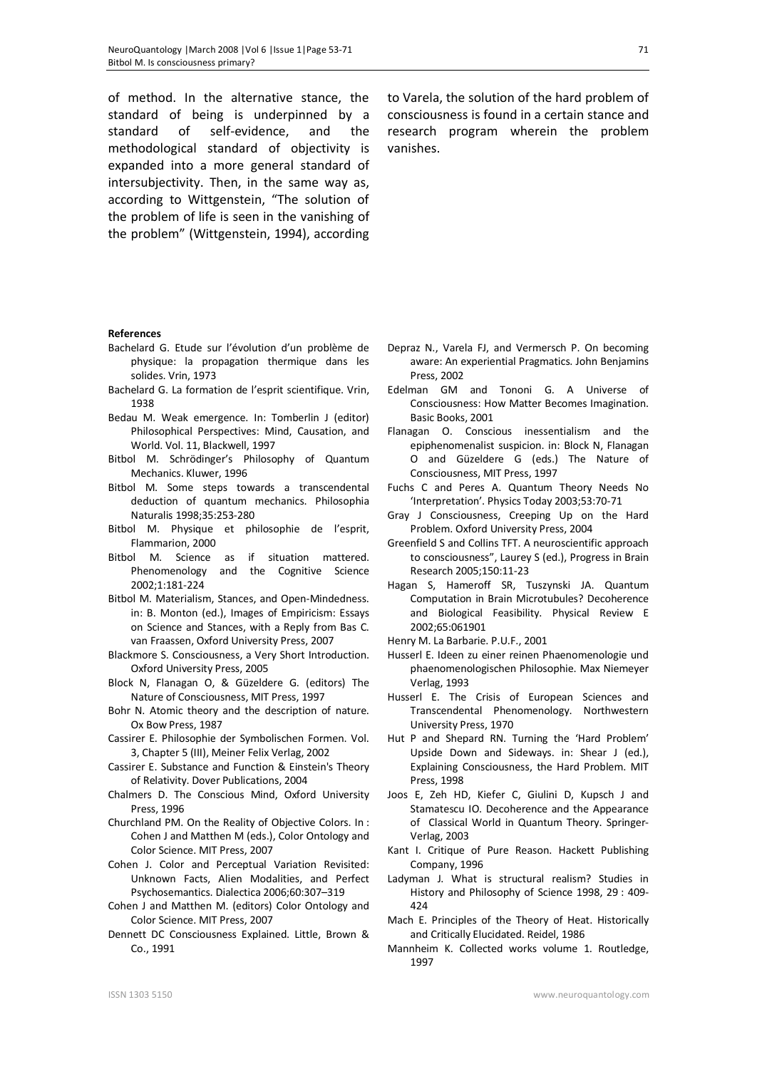of method. In the alternative stance, the standard of being is underpinned by a standard of self-evidence, and the methodological standard of objectivity is expanded into a more general standard of intersubjectivity. Then, in the same way as, according to Wittgenstein, "The solution of the problem of life is seen in the vanishing of the problem" (Wittgenstein, 1994), according to Varela, the solution of the hard problem of consciousness is found in a certain stance and research program wherein the problem vanishes.

**References**

Bachelard G. Etude sur l'évolution d'un problème de physique: la propagation thermique dans les solides. Vrin, 1973

Bachelard G. La formation de l'esprit scientifique. Vrin, 1938

Bedau M. Weak emergence. In: Tomberlin J (editor) Philosophical Perspectives: Mind, Causation, and World. Vol. 11, Blackwell, 1997

Bitbol M. Schrödinger's Philosophy of Quantum Mechanics. Kluwer, 1996

Bitbol M. Some steps towards a transcendental deduction of quantum mechanics. Philosophia Naturalis 1998;35:253-280

Bitbol M. Physique et philosophie de l'esprit, Flammarion, 2000

Bitbol M. Science as if situation mattered. Phenomenology and the Cognitive Science 2002;1:181-224

Bitbol M. Materialism, Stances, and Open-Mindedness. in: B. Monton (ed.), Images of Empiricism: Essays on Science and Stances, with a Reply from Bas C. van Fraassen, Oxford University Press, 2007

Blackmore S. Consciousness, a Very Short Introduction. Oxford University Press, 2005

Block N, Flanagan O, & Güzeldere G. (editors) The Nature of Consciousness, MIT Press, 1997

Bohr N. Atomic theory and the description of nature. Ox Bow Press, 1987

Cassirer E. Philosophie der Symbolischen Formen. Vol. 3, Chapter 5 (III), Meiner Felix Verlag, 2002

Cassirer E. Substance and Function & Einstein's Theory of Relativity. Dover Publications, 2004

Chalmers D. The Conscious Mind, Oxford University Press, 1996

Churchland PM. On the Reality of Objective Colors. In : Cohen J and Matthen M (eds.), Color Ontology and Color Science. MIT Press, 2007

Cohen J. Color and Perceptual Variation Revisited: Unknown Facts, Alien Modalities, and Perfect Psychosemantics. Dialectica 2006;60:307–319

Cohen J and Matthen M. (editors) Color Ontology and Color Science. MIT Press, 2007

Dennett DC Consciousness Explained. Little, Brown & Co., 1991

Depraz N., Varela FJ, and Vermersch P. On becoming aware: An experiential Pragmatics. John Benjamins Press, 2002

Edelman GM and Tononi G. A Universe of Consciousness: How Matter Becomes Imagination. Basic Books, 2001

Flanagan O. Conscious inessentialism and the epiphenomenalist suspicion. in: Block N, Flanagan O and Güzeldere G (eds.) The Nature of Consciousness, MIT Press, 1997

Fuchs C and Peres A. Quantum Theory Needs No 'Interpretation'. Physics Today 2003;53:70-71

Gray J Consciousness, Creeping Up on the Hard Problem. Oxford University Press, 2004

Greenfield S and Collins TFT. A neuroscientific approach to consciousness", Laurey S (ed.), Progress in Brain Research 2005;150:11-23

Hagan S, Hameroff SR, Tuszynski JA. Quantum Computation in Brain Microtubules? Decoherence and Biological Feasibility. Physical Review E 2002;65:061901

Henry M. La Barbarie. P.U.F., 2001

Husserl E. Ideen zu einer reinen Phaenomenologie und phaenomenologischen Philosophie. Max Niemeyer Verlag, 1993

Husserl E. The Crisis of European Sciences and Transcendental Phenomenology. Northwestern University Press, 1970

Hut P and Shepard RN. Turning the 'Hard Problem' Upside Down and Sideways. in: Shear J (ed.), Explaining Consciousness, the Hard Problem. MIT Press, 1998

Joos E, Zeh HD, Kiefer C, Giulini D, Kupsch J and Stamatescu IO. Decoherence and the Appearance of Classical World in Quantum Theory. Springer-Verlag, 2003

Kant I. Critique of Pure Reason. Hackett Publishing Company, 1996

Ladyman J. What is structural realism? Studies in History and Philosophy of Science 1998, 29 : 409-424

Mach E. Principles of the Theory of Heat. Historically and Critically Elucidated. Reidel, 1986

Mannheim K. Collected works volume 1. Routledge, 1997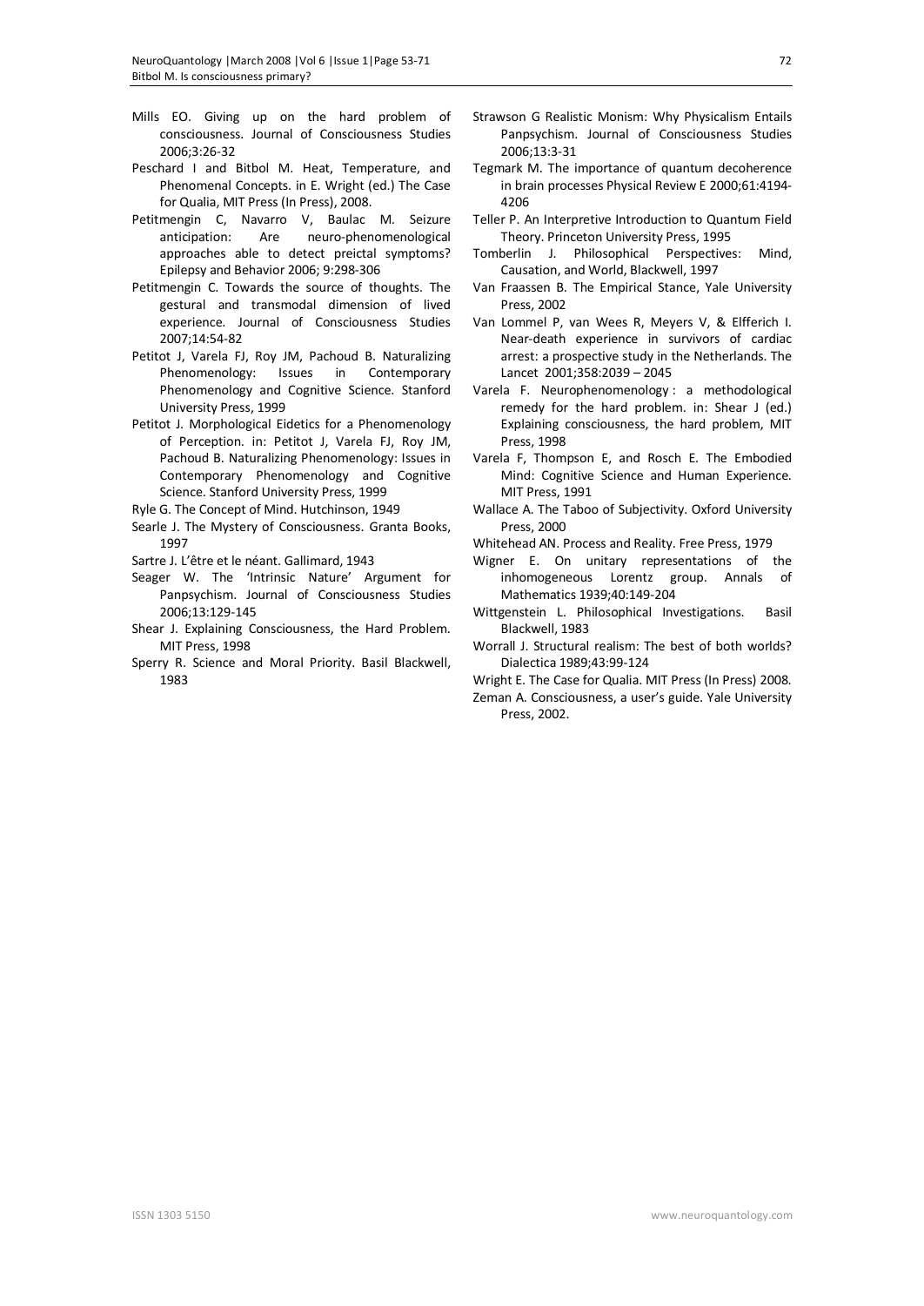Mills EO. Giving up on the hard problem of consciousness. Journal of Consciousness Studies 2006;3:26-32

Peschard I and Bitbol M. Heat, Temperature, and Phenomenal Concepts. in E. Wright (ed.) The Case for Qualia, MIT Press (In Press), 2008.

Petitmengin C, Navarro V, Baulac M. Seizure anticipation: Are neuro-phenomenological approaches able to detect preictal symptoms? Epilepsy and Behavior 2006; 9:298-306

Petitmengin C. Towards the source of thoughts. The gestural and transmodal dimension of lived experience. Journal of Consciousness Studies 2007;14:54-82

Petitot J, Varela FJ, Roy JM, Pachoud B. Naturalizing Phenomenology: Issues in Contemporary Phenomenology and Cognitive Science. Stanford University Press, 1999

Petitot J. Morphological Eidetics for a Phenomenology of Perception. in: Petitot J, Varela FJ, Roy JM, Pachoud B. Naturalizing Phenomenology: Issues in Contemporary Phenomenology and Cognitive Science. Stanford University Press, 1999

Ryle G. The Concept of Mind. Hutchinson, 1949

Searle J. The Mystery of Consciousness. Granta Books, 1997

Sartre J. L'être et le néant. Gallimard, 1943

Seager W. The 'Intrinsic Nature' Argument for Panpsychism. Journal of Consciousness Studies 2006;13:129-145

Shear J. Explaining Consciousness, the Hard Problem. MIT Press, 1998

Sperry R. Science and Moral Priority. Basil Blackwell, 1983

Strawson G Realistic Monism: Why Physicalism Entails Panpsychism. Journal of Consciousness Studies 2006;13:3-31

Tegmark M. The importance of quantum decoherence in brain processes Physical Review E 2000;61:4194-4206

Teller P. An Interpretive Introduction to Quantum Field Theory. Princeton University Press, 1995

Tomberlin J. Philosophical Perspectives: Mind, Causation, and World, Blackwell, 1997

Van Fraassen B. The Empirical Stance, Yale University Press, 2002

Van Lommel P, van Wees R, Meyers V, & Elfferich I. Near-death experience in survivors of cardiac arrest: a prospective study in the Netherlands. The Lancet 2001;358:2039 – 2045

Varela F. Neurophenomenology : a methodological remedy for the hard problem. in: Shear J (ed.) Explaining consciousness, the hard problem, MIT Press, 1998

Varela F, Thompson E, and Rosch E. The Embodied Mind: Cognitive Science and Human Experience. MIT Press, 1991

Wallace A. The Taboo of Subjectivity. Oxford University Press, 2000

Whitehead AN. Process and Reality. Free Press, 1979

Wigner E. On unitary representations of the inhomogeneous Lorentz group. Annals of Mathematics 1939;40:149-204

Wittgenstein L. Philosophical Investigations. Basil Blackwell, 1983

Worrall J. Structural realism: The best of both worlds? Dialectica 1989;43:99-124

Wright E. The Case for Qualia. MIT Press (In Press) 2008.

Zeman A. Consciousness, a user's guide. Yale University Press, 2002.